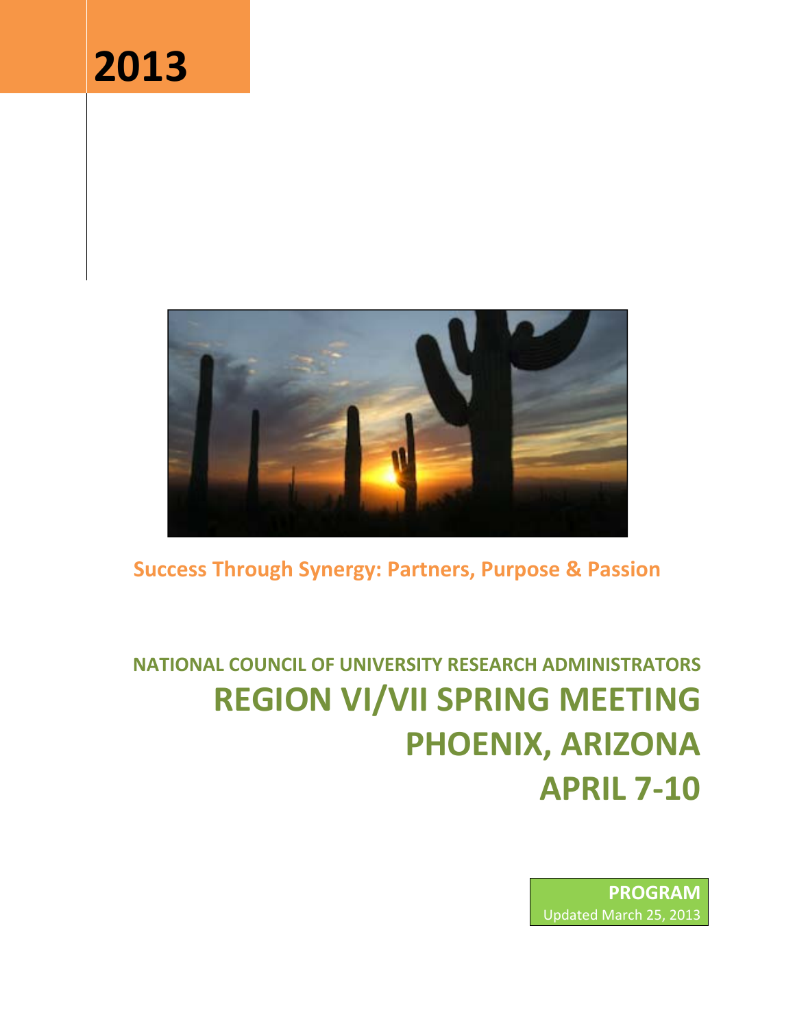# 2013

**Success Through Synergy: Partners, Purpose & Passion**

**NATIONAL COUNCIL OF UNIVERSITY RESEARCH ADMINISTRATORS**

# REGION VI/VII SPRING MEETING

# PHOENIX, ARIZONA

# APRIL 7-10

**PROGRAM**

Updated March 25, 2013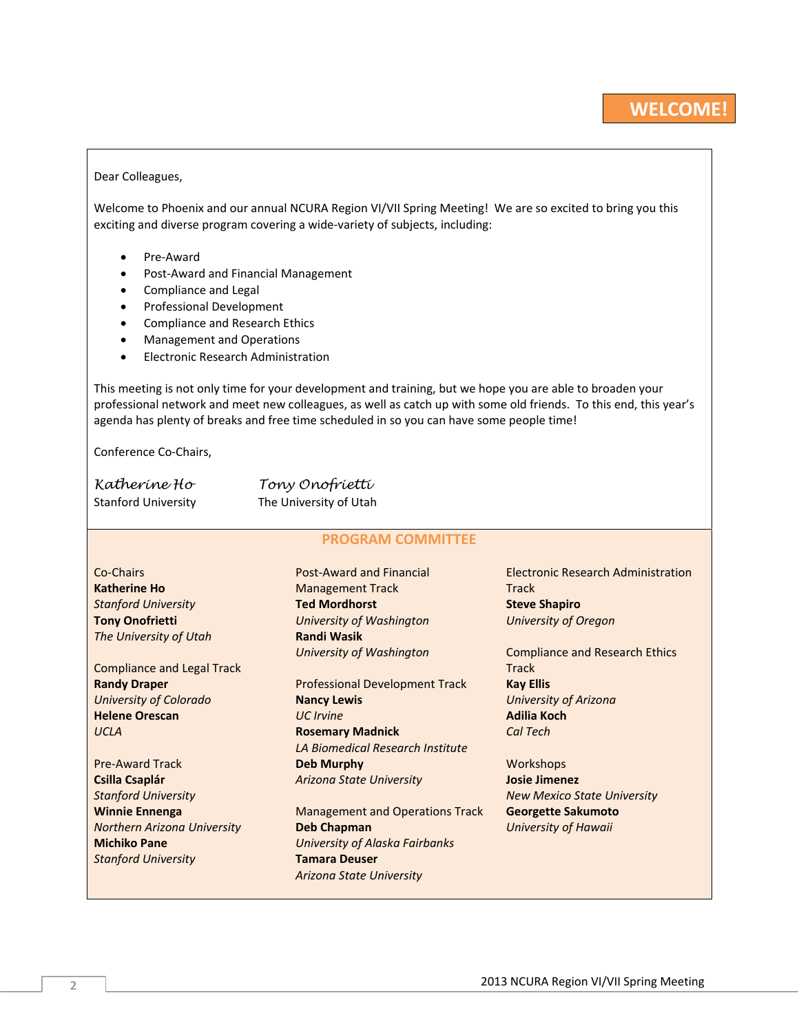# WELCOME!

Dear Colleagues,

Welcome to Phoenix and our annual NCURA Region VI/VII Spring Meeting! We are so excited to bring you this exciting and diverse program covering a wide-variety of subjects, including:

- Pre-Award
- Post-Award and Financial Management
- Compliance and Legal
- Professional Development
- Compliance and Research Ethics
- Management and Operations
- Electronic Research Administration

This meeting is not only time for your development and training, but we hope you are able to broaden your professional network and meet new colleagues, as well as catch up with some old friends. To this end, this year's agenda has plenty of breaks and free time scheduled in so you can have some people time!

Conference Co-Chairs,

*Katherine Ho*
Stanford University

*Tony Onofrietti*
The University of Utah

## PROGRAM COMMITTEE

Co-Chairs
**Katherine Ho**
*Stanford University*
**Tony Onofrietti**
*The University of Utah*

Compliance and Legal Track
**Randy Draper**
*University of Colorado*
**Helene Orescan**
*UCLA*

Pre-Award Track
**Csilla Csaplár**
*Stanford University*
**Winnie Ennenga**
*Northern Arizona University*
**Michiko Pane**
*Stanford University*

Post-Award and Financial Management Track
**Ted Mordhorst**
*University of Washington*
**Randi Wasik**
*University of Washington*

Professional Development Track
**Nancy Lewis**
*UC Irvine*
**Rosemary Madnick**
*LA Biomedical Research Institute*
**Deb Murphy**
*Arizona State University*

Management and Operations Track
**Deb Chapman**
*University of Alaska Fairbanks*
**Tamara Deuser**
*Arizona State University*

Electronic Research Administration Track
**Steve Shapiro**
*University of Oregon*

Compliance and Research Ethics Track
**Kay Ellis**
*University of Arizona*
**Adilia Koch**
*Cal Tech*

Workshops
**Josie Jimenez**
*New Mexico State University*
**Georgette Sakumoto**
*University of Hawaii*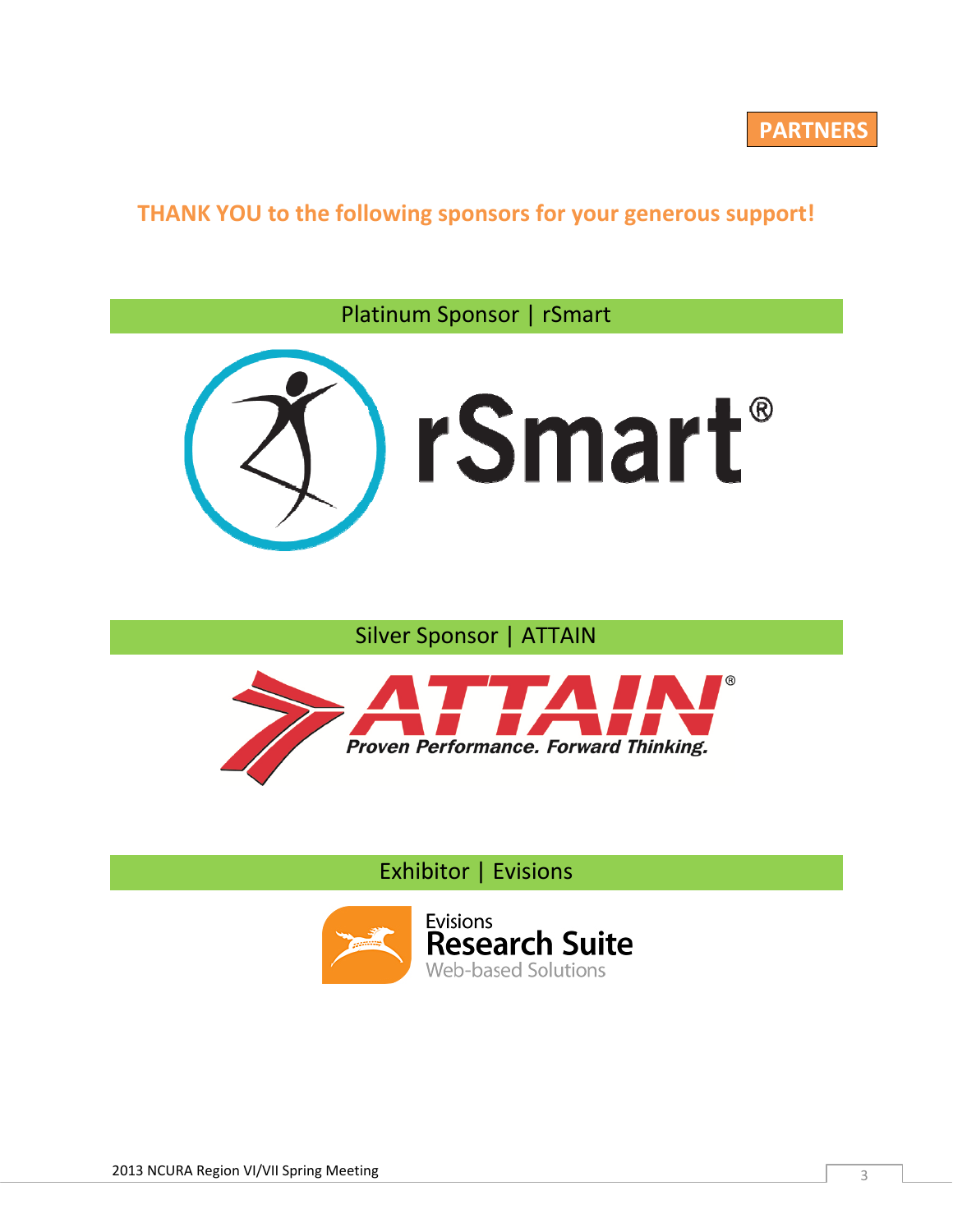PARTNERS

## THANK YOU to the following sponsors for your generous support!

### Platinum Sponsor | rSmart

rSmart®

### Silver Sponsor | ATTAIN

ATTAIN®

*Proven Performance. Forward Thinking.*

### Exhibitor | Evisions

Evisions
Research Suite
Web-based Solutions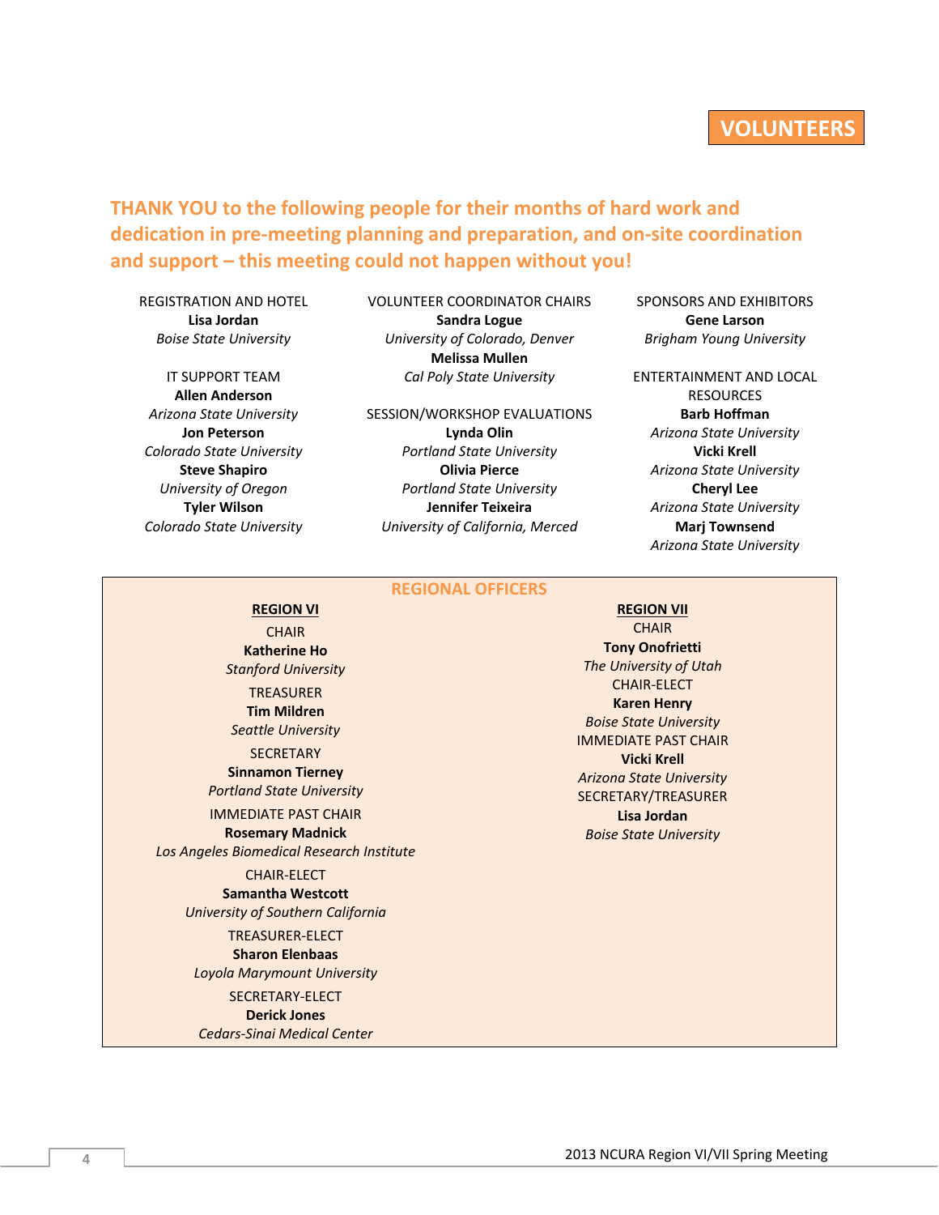# VOLUNTEERS

## THANK YOU to the following people for their months of hard work and dedication in pre-meeting planning and preparation, and on-site coordination and support – this meeting could not happen without you!

REGISTRATION AND HOTEL
**Lisa Jordan**
*Boise State University*

IT SUPPORT TEAM
**Allen Anderson**
*Arizona State University*
**Jon Peterson**
*Colorado State University*
**Steve Shapiro**
*University of Oregon*
**Tyler Wilson**
*Colorado State University*

VOLUNTEER COORDINATOR CHAIRS
**Sandra Logue**
*University of Colorado, Denver*
**Melissa Mullen**
*Cal Poly State University*

SESSION/WORKSHOP EVALUATIONS
**Lynda Olin**
*Portland State University*
**Olivia Pierce**
*Portland State University*
**Jennifer Teixeira**
*University of California, Merced*

SPONSORS AND EXHIBITORS
**Gene Larson**
*Brigham Young University*

ENTERTAINMENT AND LOCAL RESOURCES
**Barb Hoffman**
*Arizona State University*
**Vicki Krell**
*Arizona State University*
**Cheryl Lee**
*Arizona State University*
**Marj Townsend**
*Arizona State University*

## REGIONAL OFFICERS

### REGION VI

CHAIR
**Katherine Ho**
*Stanford University*

TREASURER
**Tim Mildren**
*Seattle University*

SECRETARY
**Sinnamon Tierney**
*Portland State University*

IMMEDIATE PAST CHAIR
**Rosemary Madnick**
*Los Angeles Biomedical Research Institute*

CHAIR-ELECT
**Samantha Westcott**
*University of Southern California*

TREASURER-ELECT
**Sharon Elenbaas**
*Loyola Marymount University*

SECRETARY-ELECT
**Derick Jones**
*Cedars-Sinai Medical Center*

### REGION VII

CHAIR
**Tony Onofrietti**
*The University of Utah*

CHAIR-ELECT
**Karen Henry**
*Boise State University*

IMMEDIATE PAST CHAIR
**Vicki Krell**
*Arizona State University*

SECRETARY/TREASURER
**Lisa Jordan**
*Boise State University*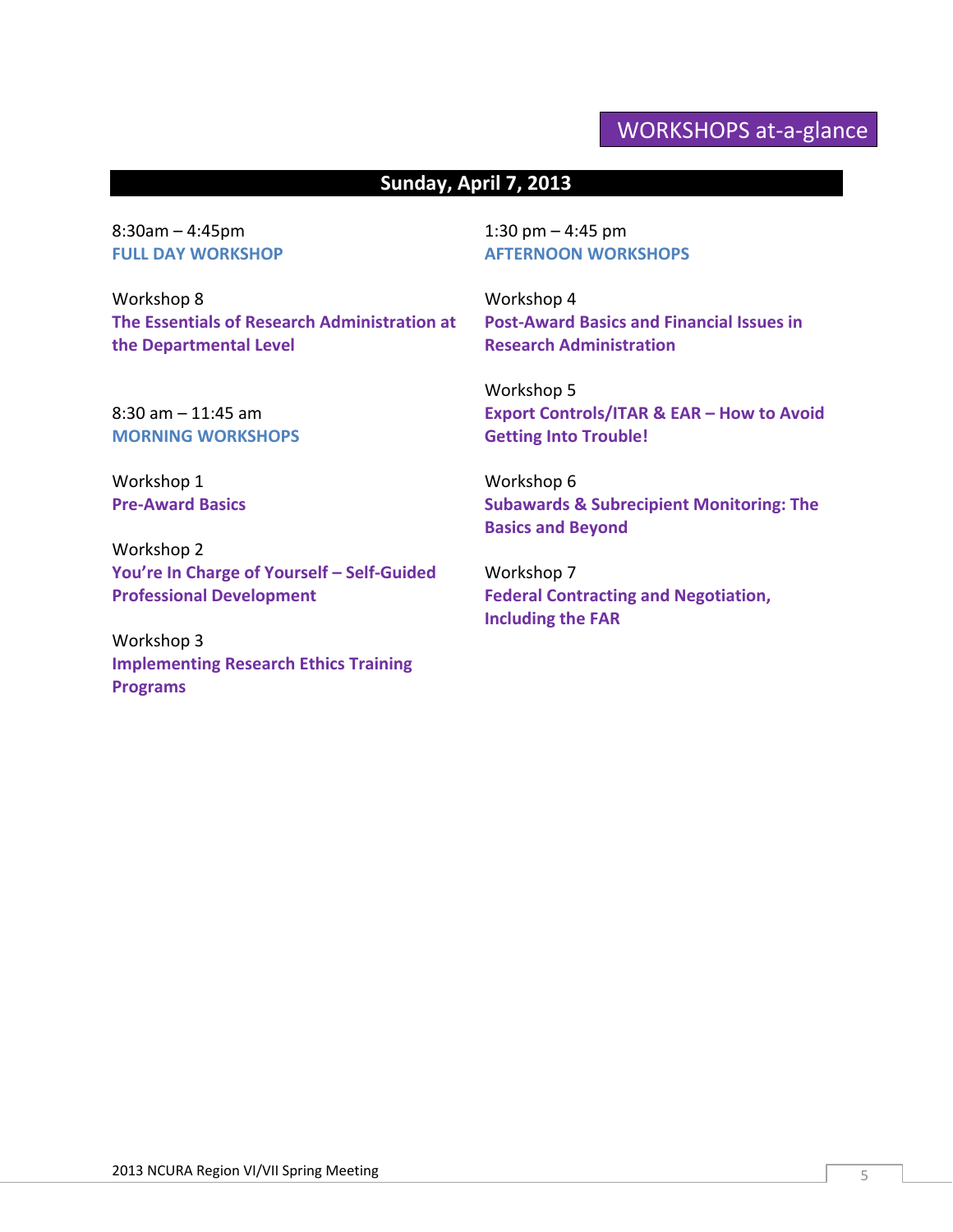# WORKSHOPS at-a-glance

## Sunday, April 7, 2013

8:30am – 4:45pm
**FULL DAY WORKSHOP**

Workshop 8
**The Essentials of Research Administration at the Departmental Level**

8:30 am – 11:45 am
**MORNING WORKSHOPS**

Workshop 1
**Pre-Award Basics**

Workshop 2
**You're In Charge of Yourself – Self-Guided Professional Development**

Workshop 3
**Implementing Research Ethics Training Programs**

1:30 pm – 4:45 pm
**AFTERNOON WORKSHOPS**

Workshop 4
**Post-Award Basics and Financial Issues in Research Administration**

Workshop 5
**Export Controls/ITAR & EAR – How to Avoid Getting Into Trouble!**

Workshop 6
**Subawards & Subrecipient Monitoring: The Basics and Beyond**

Workshop 7
**Federal Contracting and Negotiation, Including the FAR**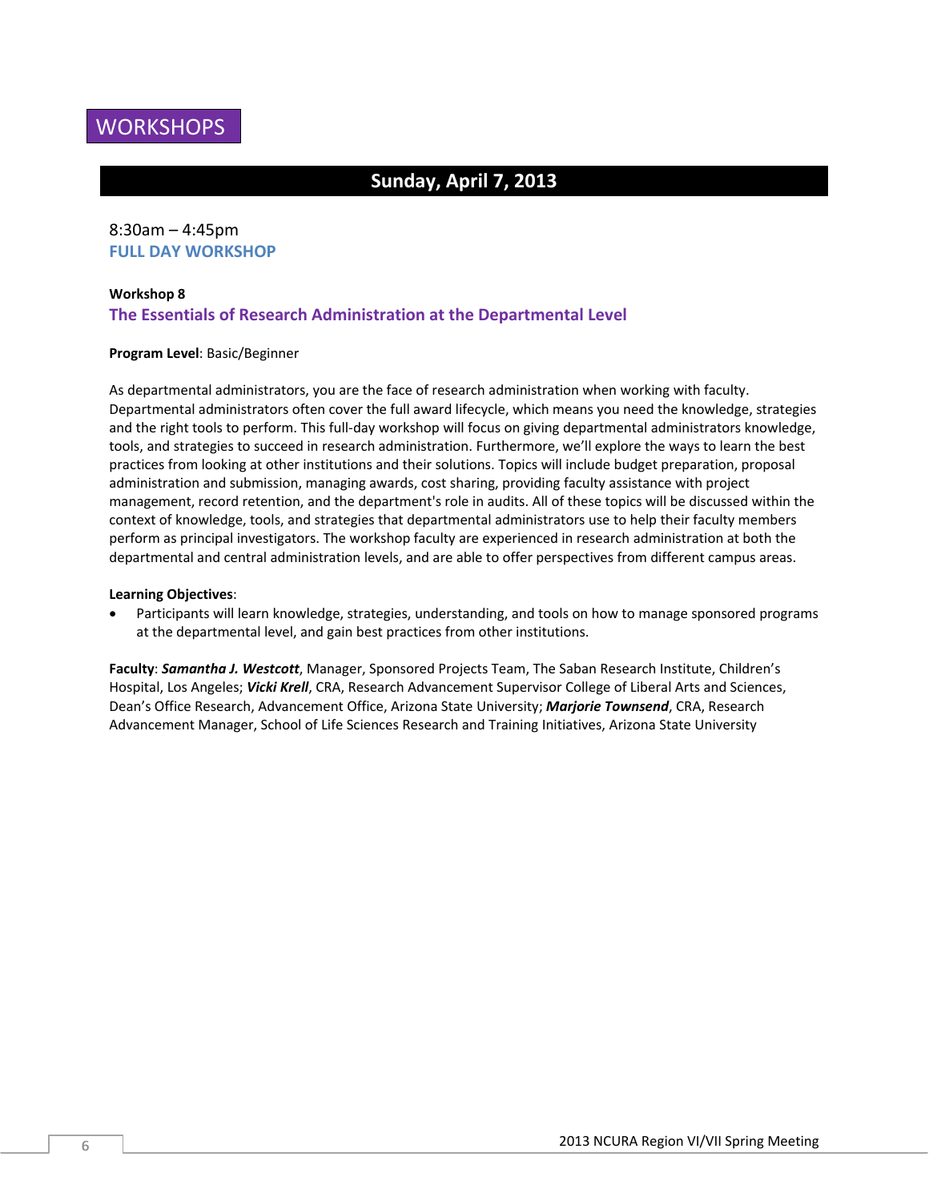# WORKSHOPS

## Sunday, April 7, 2013

8:30am – 4:45pm
**FULL DAY WORKSHOP**

**Workshop 8**
### The Essentials of Research Administration at the Departmental Level

**Program Level**: Basic/Beginner

As departmental administrators, you are the face of research administration when working with faculty. Departmental administrators often cover the full award lifecycle, which means you need the knowledge, strategies and the right tools to perform. This full-day workshop will focus on giving departmental administrators knowledge, tools, and strategies to succeed in research administration. Furthermore, we'll explore the ways to learn the best practices from looking at other institutions and their solutions. Topics will include budget preparation, proposal administration and submission, managing awards, cost sharing, providing faculty assistance with project management, record retention, and the department's role in audits. All of these topics will be discussed within the context of knowledge, tools, and strategies that departmental administrators use to help their faculty members perform as principal investigators. The workshop faculty are experienced in research administration at both the departmental and central administration levels, and are able to offer perspectives from different campus areas.

**Learning Objectives**:

- Participants will learn knowledge, strategies, understanding, and tools on how to manage sponsored programs at the departmental level, and gain best practices from other institutions.

**Faculty**: ***Samantha J. Westcott***, Manager, Sponsored Projects Team, The Saban Research Institute, Children's Hospital, Los Angeles; ***Vicki Krell***, CRA, Research Advancement Supervisor College of Liberal Arts and Sciences, Dean's Office Research, Advancement Office, Arizona State University; ***Marjorie Townsend***, CRA, Research Advancement Manager, School of Life Sciences Research and Training Initiatives, Arizona State University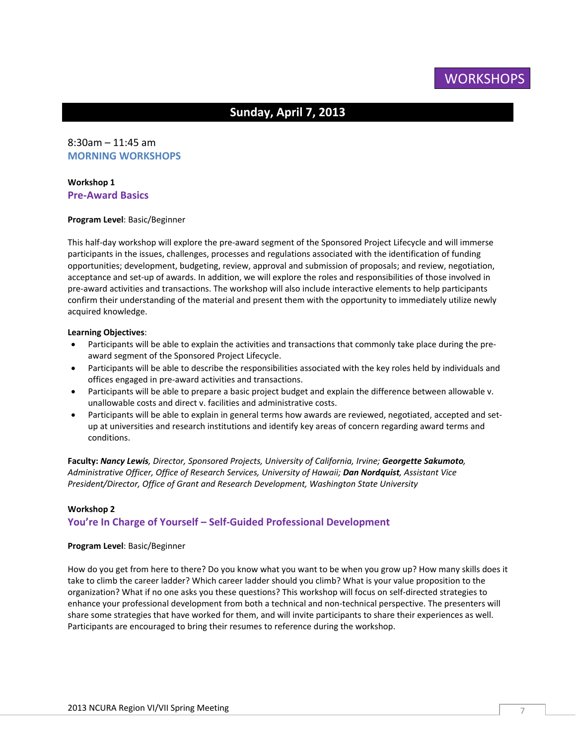# WORKSHOPS

## Sunday, April 7, 2013

8:30am – 11:45 am

### MORNING WORKSHOPS

**Workshop 1**

### Pre-Award Basics

**Program Level**: Basic/Beginner

This half-day workshop will explore the pre-award segment of the Sponsored Project Lifecycle and will immerse participants in the issues, challenges, processes and regulations associated with the identification of funding opportunities; development, budgeting, review, approval and submission of proposals; and review, negotiation, acceptance and set-up of awards. In addition, we will explore the roles and responsibilities of those involved in pre-award activities and transactions. The workshop will also include interactive elements to help participants confirm their understanding of the material and present them with the opportunity to immediately utilize newly acquired knowledge.

**Learning Objectives**:

- Participants will be able to explain the activities and transactions that commonly take place during the pre-award segment of the Sponsored Project Lifecycle.
- Participants will be able to describe the responsibilities associated with the key roles held by individuals and offices engaged in pre-award activities and transactions.
- Participants will be able to prepare a basic project budget and explain the difference between allowable v. unallowable costs and direct v. facilities and administrative costs.
- Participants will be able to explain in general terms how awards are reviewed, negotiated, accepted and set-up at universities and research institutions and identify key areas of concern regarding award terms and conditions.

**Faculty:** ***Nancy Lewis****, Director, Sponsored Projects, University of California, Irvine;* ***Georgette Sakumoto****, Administrative Officer, Office of Research Services, University of Hawaii;* ***Dan Nordquist****, Assistant Vice President/Director, Office of Grant and Research Development, Washington State University*

**Workshop 2**

### You're In Charge of Yourself – Self-Guided Professional Development

**Program Level**: Basic/Beginner

How do you get from here to there? Do you know what you want to be when you grow up? How many skills does it take to climb the career ladder? Which career ladder should you climb? What is your value proposition to the organization? What if no one asks you these questions? This workshop will focus on self-directed strategies to enhance your professional development from both a technical and non-technical perspective. The presenters will share some strategies that have worked for them, and will invite participants to share their experiences as well. Participants are encouraged to bring their resumes to reference during the workshop.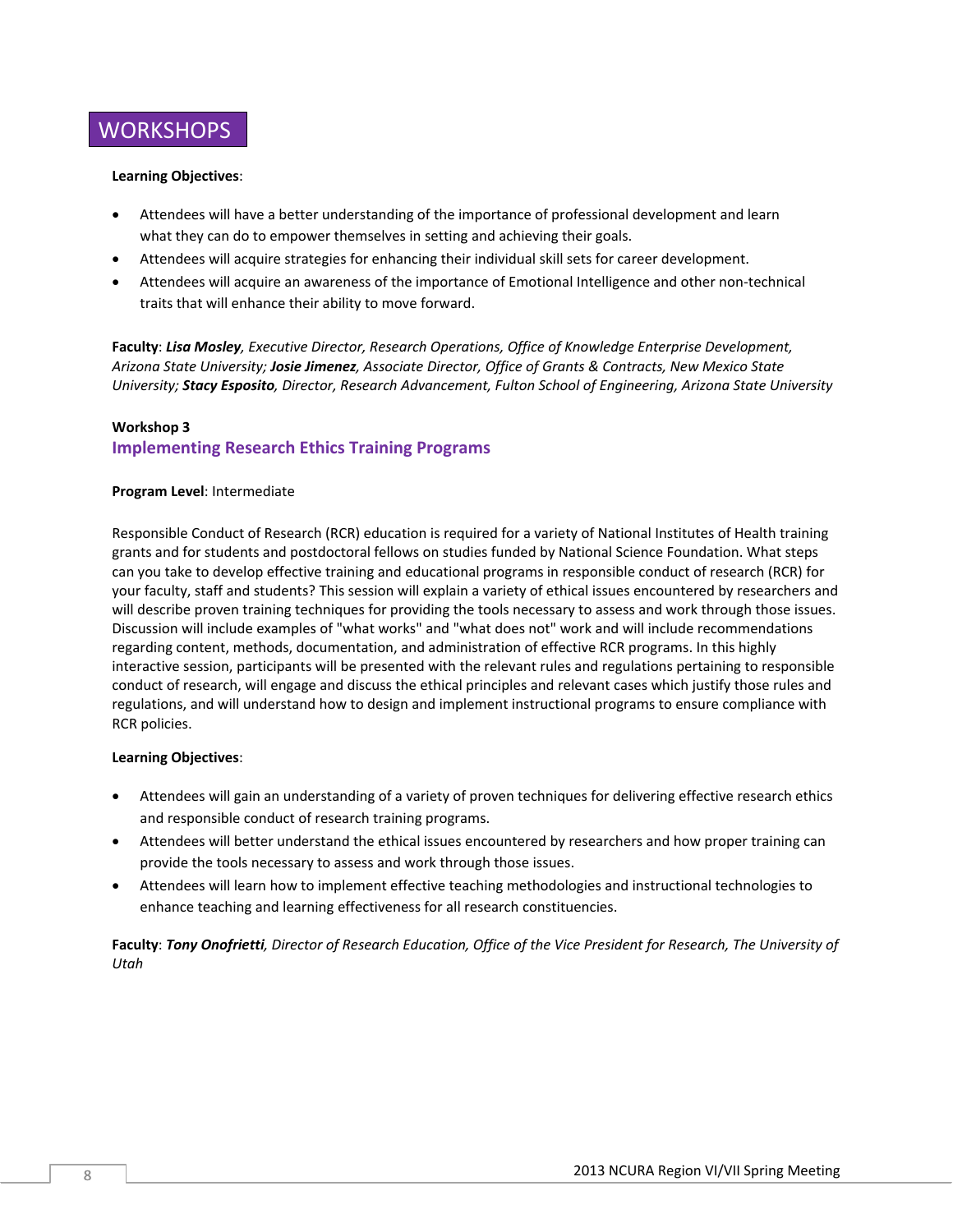# WORKSHOPS

**Learning Objectives**:

- Attendees will have a better understanding of the importance of professional development and learn what they can do to empower themselves in setting and achieving their goals.
- Attendees will acquire strategies for enhancing their individual skill sets for career development.
- Attendees will acquire an awareness of the importance of Emotional Intelligence and other non-technical traits that will enhance their ability to move forward.

**Faculty**: ***Lisa Mosley***, *Executive Director, Research Operations, Office of Knowledge Enterprise Development, Arizona State University;* ***Josie Jimenez***, *Associate Director, Office of Grants & Contracts, New Mexico State University;* ***Stacy Esposito***, *Director, Research Advancement, Fulton School of Engineering, Arizona State University*

**Workshop 3**

## Implementing Research Ethics Training Programs

**Program Level**: Intermediate

Responsible Conduct of Research (RCR) education is required for a variety of National Institutes of Health training grants and for students and postdoctoral fellows on studies funded by National Science Foundation. What steps can you take to develop effective training and educational programs in responsible conduct of research (RCR) for your faculty, staff and students? This session will explain a variety of ethical issues encountered by researchers and will describe proven training techniques for providing the tools necessary to assess and work through those issues. Discussion will include examples of "what works" and "what does not" work and will include recommendations regarding content, methods, documentation, and administration of effective RCR programs. In this highly interactive session, participants will be presented with the relevant rules and regulations pertaining to responsible conduct of research, will engage and discuss the ethical principles and relevant cases which justify those rules and regulations, and will understand how to design and implement instructional programs to ensure compliance with RCR policies.

**Learning Objectives**:

- Attendees will gain an understanding of a variety of proven techniques for delivering effective research ethics and responsible conduct of research training programs.
- Attendees will better understand the ethical issues encountered by researchers and how proper training can provide the tools necessary to assess and work through those issues.
- Attendees will learn how to implement effective teaching methodologies and instructional technologies to enhance teaching and learning effectiveness for all research constituencies.

**Faculty**: ***Tony Onofrietti***, *Director of Research Education, Office of the Vice President for Research, The University of Utah*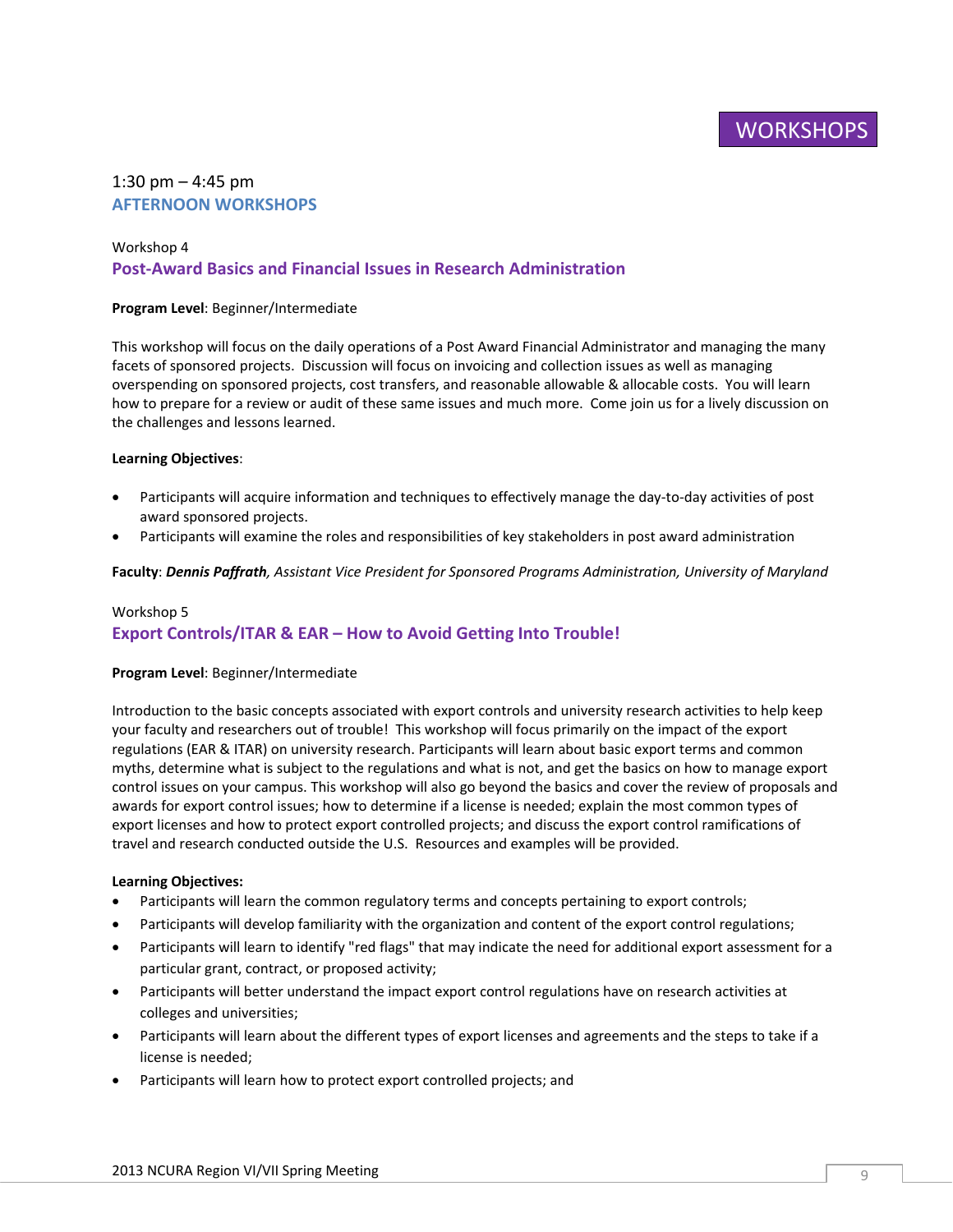# WORKSHOPS

1:30 pm – 4:45 pm

## AFTERNOON WORKSHOPS

Workshop 4

### Post-Award Basics and Financial Issues in Research Administration

**Program Level**: Beginner/Intermediate

This workshop will focus on the daily operations of a Post Award Financial Administrator and managing the many facets of sponsored projects. Discussion will focus on invoicing and collection issues as well as managing overspending on sponsored projects, cost transfers, and reasonable allowable & allocable costs. You will learn how to prepare for a review or audit of these same issues and much more. Come join us for a lively discussion on the challenges and lessons learned.

**Learning Objectives**:

- Participants will acquire information and techniques to effectively manage the day-to-day activities of post award sponsored projects.
- Participants will examine the roles and responsibilities of key stakeholders in post award administration

**Faculty**: ***Dennis Paffrath****, Assistant Vice President for Sponsored Programs Administration, University of Maryland*

Workshop 5

### Export Controls/ITAR & EAR – How to Avoid Getting Into Trouble!

**Program Level**: Beginner/Intermediate

Introduction to the basic concepts associated with export controls and university research activities to help keep your faculty and researchers out of trouble! This workshop will focus primarily on the impact of the export regulations (EAR & ITAR) on university research. Participants will learn about basic export terms and common myths, determine what is subject to the regulations and what is not, and get the basics on how to manage export control issues on your campus. This workshop will also go beyond the basics and cover the review of proposals and awards for export control issues; how to determine if a license is needed; explain the most common types of export licenses and how to protect export controlled projects; and discuss the export control ramifications of travel and research conducted outside the U.S. Resources and examples will be provided.

**Learning Objectives:**

- Participants will learn the common regulatory terms and concepts pertaining to export controls;
- Participants will develop familiarity with the organization and content of the export control regulations;
- Participants will learn to identify "red flags" that may indicate the need for additional export assessment for a particular grant, contract, or proposed activity;
- Participants will better understand the impact export control regulations have on research activities at colleges and universities;
- Participants will learn about the different types of export licenses and agreements and the steps to take if a license is needed;
- Participants will learn how to protect export controlled projects; and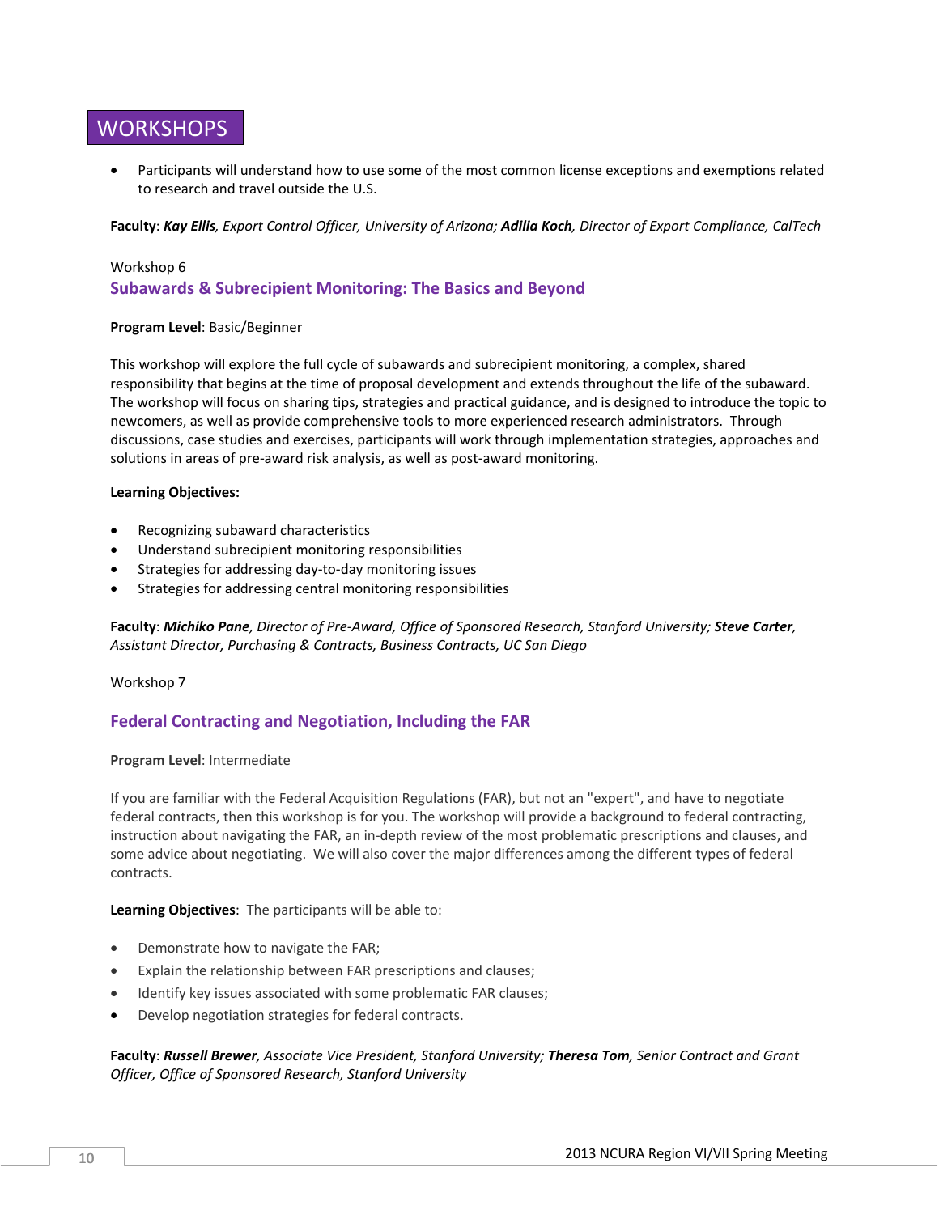# WORKSHOPS

- Participants will understand how to use some of the most common license exceptions and exemptions related to research and travel outside the U.S.

**Faculty**: ***Kay Ellis****, Export Control Officer, University of Arizona;* ***Adilia Koch****, Director of Export Compliance, CalTech*

Workshop 6

## Subawards & Subrecipient Monitoring: The Basics and Beyond

**Program Level**: Basic/Beginner

This workshop will explore the full cycle of subawards and subrecipient monitoring, a complex, shared responsibility that begins at the time of proposal development and extends throughout the life of the subaward. The workshop will focus on sharing tips, strategies and practical guidance, and is designed to introduce the topic to newcomers, as well as provide comprehensive tools to more experienced research administrators. Through discussions, case studies and exercises, participants will work through implementation strategies, approaches and solutions in areas of pre-award risk analysis, as well as post-award monitoring.

**Learning Objectives:**

- Recognizing subaward characteristics
- Understand subrecipient monitoring responsibilities
- Strategies for addressing day-to-day monitoring issues
- Strategies for addressing central monitoring responsibilities

**Faculty**: ***Michiko Pane****, Director of Pre-Award, Office of Sponsored Research, Stanford University;* ***Steve Carter****, Assistant Director, Purchasing & Contracts, Business Contracts, UC San Diego*

Workshop 7

## Federal Contracting and Negotiation, Including the FAR

**Program Level**: Intermediate

If you are familiar with the Federal Acquisition Regulations (FAR), but not an "expert", and have to negotiate federal contracts, then this workshop is for you. The workshop will provide a background to federal contracting, instruction about navigating the FAR, an in-depth review of the most problematic prescriptions and clauses, and some advice about negotiating. We will also cover the major differences among the different types of federal contracts.

**Learning Objectives**: The participants will be able to:

- Demonstrate how to navigate the FAR;
- Explain the relationship between FAR prescriptions and clauses;
- Identify key issues associated with some problematic FAR clauses;
- Develop negotiation strategies for federal contracts.

**Faculty**: ***Russell Brewer****, Associate Vice President, Stanford University;* ***Theresa Tom****, Senior Contract and Grant Officer, Office of Sponsored Research, Stanford University*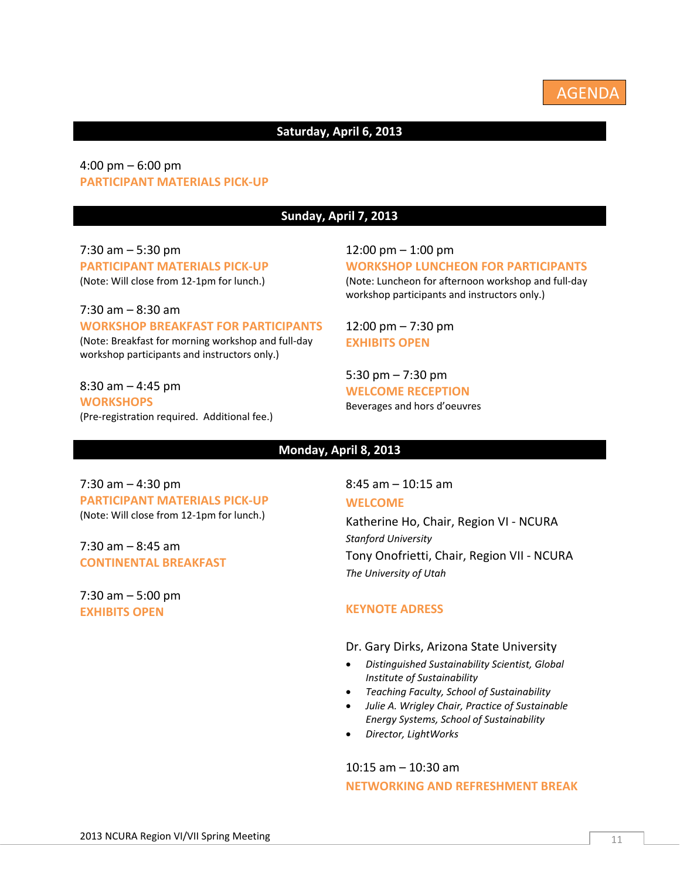# AGENDA

## Saturday, April 6, 2013

4:00 pm – 6:00 pm
**PARTICIPANT MATERIALS PICK-UP**

## Sunday, April 7, 2013

7:30 am – 5:30 pm
**PARTICIPANT MATERIALS PICK-UP**
(Note: Will close from 12-1pm for lunch.)

7:30 am – 8:30 am
**WORKSHOP BREAKFAST FOR PARTICIPANTS**
(Note: Breakfast for morning workshop and full-day workshop participants and instructors only.)

8:30 am – 4:45 pm
**WORKSHOPS**
(Pre-registration required. Additional fee.)

12:00 pm – 1:00 pm
**WORKSHOP LUNCHEON FOR PARTICIPANTS**
(Note: Luncheon for afternoon workshop and full-day workshop participants and instructors only.)

12:00 pm – 7:30 pm
**EXHIBITS OPEN**

5:30 pm – 7:30 pm
**WELCOME RECEPTION**
Beverages and hors d'oeuvres

## Monday, April 8, 2013

7:30 am – 4:30 pm
**PARTICIPANT MATERIALS PICK-UP**
(Note: Will close from 12-1pm for lunch.)

7:30 am – 8:45 am
**CONTINENTAL BREAKFAST**

7:30 am – 5:00 pm
**EXHIBITS OPEN**

8:45 am – 10:15 am
**WELCOME**

Katherine Ho, Chair, Region VI - NCURA
*Stanford University*

Tony Onofrietti, Chair, Region VII - NCURA
*The University of Utah*

**KEYNOTE ADRESS**

Dr. Gary Dirks, Arizona State University

- *Distinguished Sustainability Scientist, Global Institute of Sustainability*
- *Teaching Faculty, School of Sustainability*
- *Julie A. Wrigley Chair, Practice of Sustainable Energy Systems, School of Sustainability*
- *Director, LightWorks*

10:15 am – 10:30 am
**NETWORKING AND REFRESHMENT BREAK**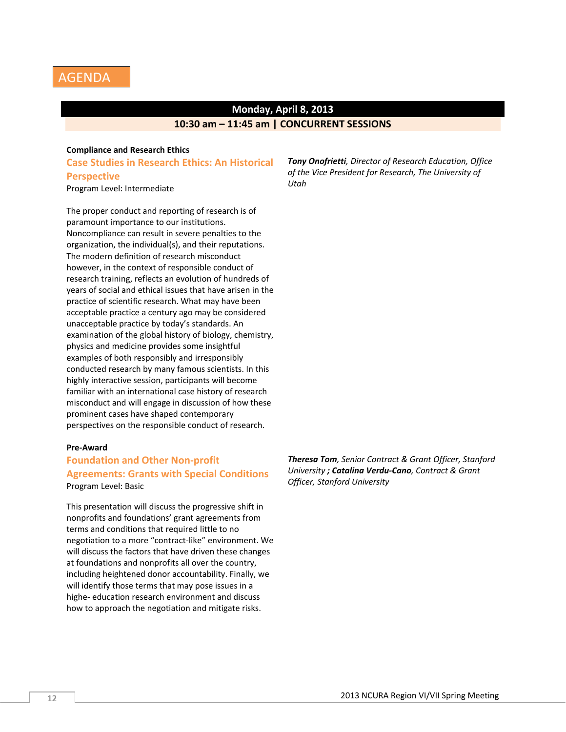# AGENDA

## Monday, April 8, 2013

### 10:30 am – 11:45 am | CONCURRENT SESSIONS

**Compliance and Research Ethics**

### Case Studies in Research Ethics: An Historical Perspective

Program Level: Intermediate

***Tony Onofrietti****, Director of Research Education, Office of the Vice President for Research, The University of Utah*

The proper conduct and reporting of research is of paramount importance to our institutions. Noncompliance can result in severe penalties to the organization, the individual(s), and their reputations. The modern definition of research misconduct however, in the context of responsible conduct of research training, reflects an evolution of hundreds of years of social and ethical issues that have arisen in the practice of scientific research. What may have been acceptable practice a century ago may be considered unacceptable practice by today's standards. An examination of the global history of biology, chemistry, physics and medicine provides some insightful examples of both responsibly and irresponsibly conducted research by many famous scientists. In this highly interactive session, participants will become familiar with an international case history of research misconduct and will engage in discussion of how these prominent cases have shaped contemporary perspectives on the responsible conduct of research.

**Pre-Award**

### Foundation and Other Non-profit Agreements: Grants with Special Conditions

Program Level: Basic

***Theresa Tom****, Senior Contract & Grant Officer, Stanford University* ***; Catalina Verdu-Cano****, Contract & Grant Officer, Stanford University*

This presentation will discuss the progressive shift in nonprofits and foundations' grant agreements from terms and conditions that required little to no negotiation to a more "contract-like" environment. We will discuss the factors that have driven these changes at foundations and nonprofits all over the country, including heightened donor accountability. Finally, we will identify those terms that may pose issues in a highe- education research environment and discuss how to approach the negotiation and mitigate risks.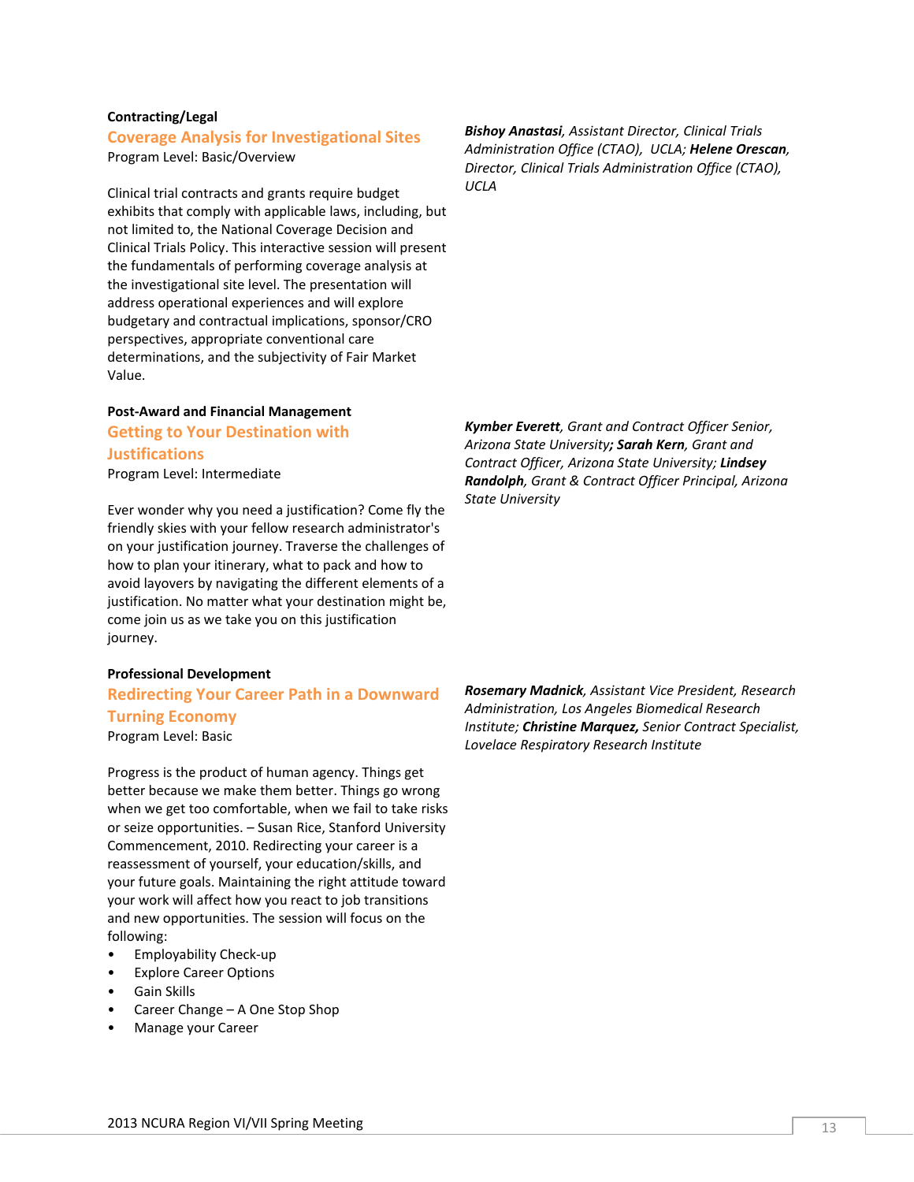**Contracting/Legal**

### Coverage Analysis for Investigational Sites

Program Level: Basic/Overview

***Bishoy Anastasi**, Assistant Director, Clinical Trials Administration Office (CTAO), UCLA; **Helene Orescan**, Director, Clinical Trials Administration Office (CTAO), UCLA*

Clinical trial contracts and grants require budget exhibits that comply with applicable laws, including, but not limited to, the National Coverage Decision and Clinical Trials Policy. This interactive session will present the fundamentals of performing coverage analysis at the investigational site level. The presentation will address operational experiences and will explore budgetary and contractual implications, sponsor/CRO perspectives, appropriate conventional care determinations, and the subjectivity of Fair Market Value.

**Post-Award and Financial Management**

### Getting to Your Destination with Justifications

Program Level: Intermediate

***Kymber Everett**, Grant and Contract Officer Senior, Arizona State University; **Sarah Kern**, Grant and Contract Officer, Arizona State University; **Lindsey Randolph**, Grant & Contract Officer Principal, Arizona State University*

Ever wonder why you need a justification? Come fly the friendly skies with your fellow research administrator's on your justification journey. Traverse the challenges of how to plan your itinerary, what to pack and how to avoid layovers by navigating the different elements of a justification. No matter what your destination might be, come join us as we take you on this justification journey.

**Professional Development**

### Redirecting Your Career Path in a Downward Turning Economy

Program Level: Basic

***Rosemary Madnick**, Assistant Vice President, Research Administration, Los Angeles Biomedical Research Institute; **Christine Marquez,** Senior Contract Specialist, Lovelace Respiratory Research Institute*

Progress is the product of human agency. Things get better because we make them better. Things go wrong when we get too comfortable, when we fail to take risks or seize opportunities. – Susan Rice, Stanford University Commencement, 2010. Redirecting your career is a reassessment of yourself, your education/skills, and your future goals. Maintaining the right attitude toward your work will affect how you react to job transitions and new opportunities. The session will focus on the following:

- Employability Check-up
- Explore Career Options
- Gain Skills
- Career Change – A One Stop Shop
- Manage your Career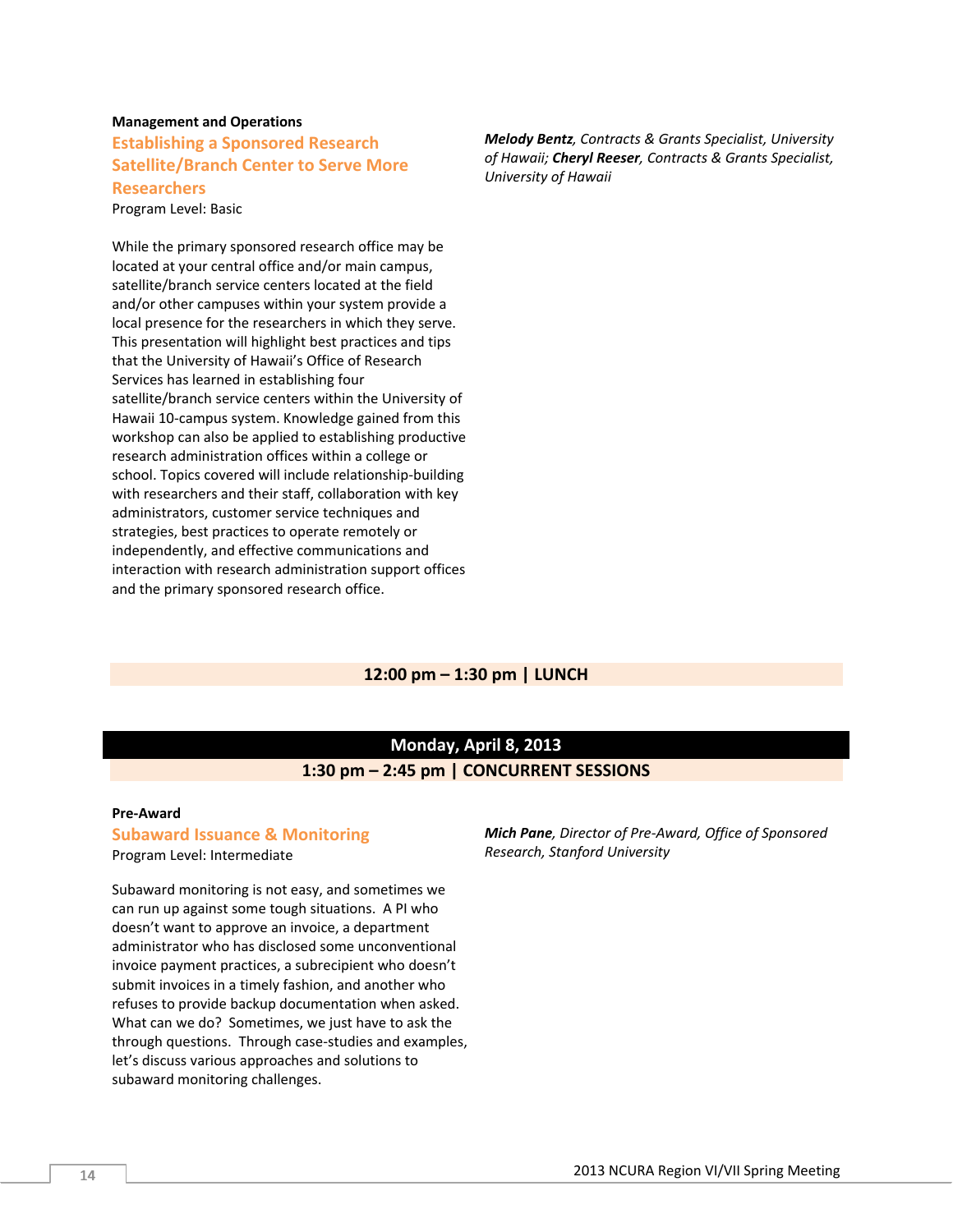**Management and Operations**

### Establishing a Sponsored Research Satellite/Branch Center to Serve More Researchers

Program Level: Basic

***Melody Bentz**, Contracts & Grants Specialist, University of Hawaii; **Cheryl Reeser**, Contracts & Grants Specialist, University of Hawaii*

While the primary sponsored research office may be located at your central office and/or main campus, satellite/branch service centers located at the field and/or other campuses within your system provide a local presence for the researchers in which they serve. This presentation will highlight best practices and tips that the University of Hawaii's Office of Research Services has learned in establishing four satellite/branch service centers within the University of Hawaii 10-campus system. Knowledge gained from this workshop can also be applied to establishing productive research administration offices within a college or school. Topics covered will include relationship-building with researchers and their staff, collaboration with key administrators, customer service techniques and strategies, best practices to operate remotely or independently, and effective communications and interaction with research administration support offices and the primary sponsored research office.

**12:00 pm – 1:30 pm | LUNCH**

## Monday, April 8, 2013

**1:30 pm – 2:45 pm | CONCURRENT SESSIONS**

**Pre-Award**

### Subaward Issuance & Monitoring

Program Level: Intermediate

***Mich Pane**, Director of Pre-Award, Office of Sponsored Research, Stanford University*

Subaward monitoring is not easy, and sometimes we can run up against some tough situations. A PI who doesn't want to approve an invoice, a department administrator who has disclosed some unconventional invoice payment practices, a subrecipient who doesn't submit invoices in a timely fashion, and another who refuses to provide backup documentation when asked. What can we do? Sometimes, we just have to ask the through questions. Through case-studies and examples, let's discuss various approaches and solutions to subaward monitoring challenges.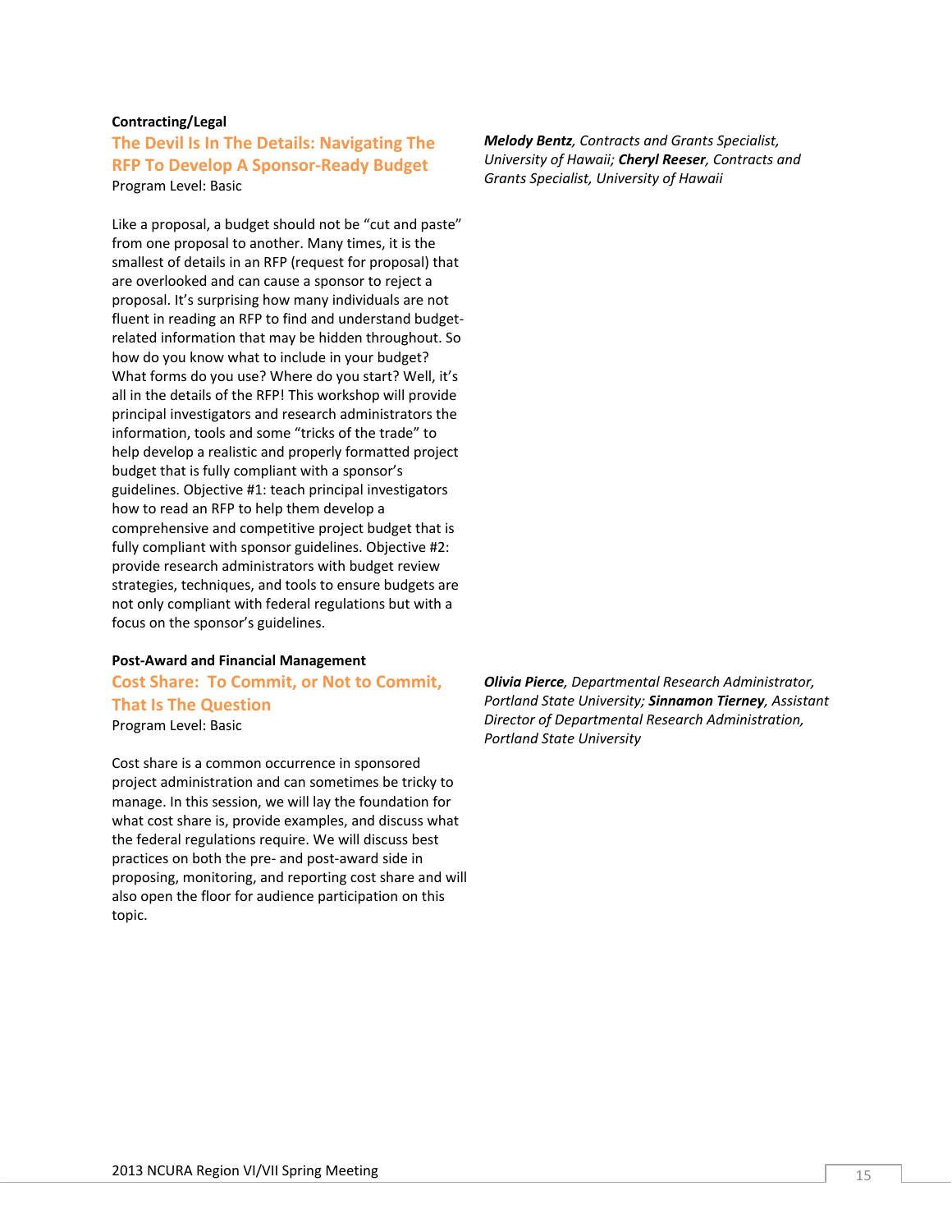**Contracting/Legal**

## The Devil Is In The Details: Navigating The RFP To Develop A Sponsor-Ready Budget

Program Level: Basic

***Melody Bentz****, Contracts and Grants Specialist, University of Hawaii;* ***Cheryl Reeser****, Contracts and Grants Specialist, University of Hawaii*

Like a proposal, a budget should not be "cut and paste" from one proposal to another. Many times, it is the smallest of details in an RFP (request for proposal) that are overlooked and can cause a sponsor to reject a proposal. It's surprising how many individuals are not fluent in reading an RFP to find and understand budget-related information that may be hidden throughout. So how do you know what to include in your budget? What forms do you use? Where do you start? Well, it's all in the details of the RFP! This workshop will provide principal investigators and research administrators the information, tools and some "tricks of the trade" to help develop a realistic and properly formatted project budget that is fully compliant with a sponsor's guidelines. Objective #1: teach principal investigators how to read an RFP to help them develop a comprehensive and competitive project budget that is fully compliant with sponsor guidelines. Objective #2: provide research administrators with budget review strategies, techniques, and tools to ensure budgets are not only compliant with federal regulations but with a focus on the sponsor's guidelines.

**Post-Award and Financial Management**

## Cost Share: To Commit, or Not to Commit, That Is The Question

Program Level: Basic

***Olivia Pierce****, Departmental Research Administrator, Portland State University;* ***Sinnamon Tierney****, Assistant Director of Departmental Research Administration, Portland State University*

Cost share is a common occurrence in sponsored project administration and can sometimes be tricky to manage. In this session, we will lay the foundation for what cost share is, provide examples, and discuss what the federal regulations require. We will discuss best practices on both the pre- and post-award side in proposing, monitoring, and reporting cost share and will also open the floor for audience participation on this topic.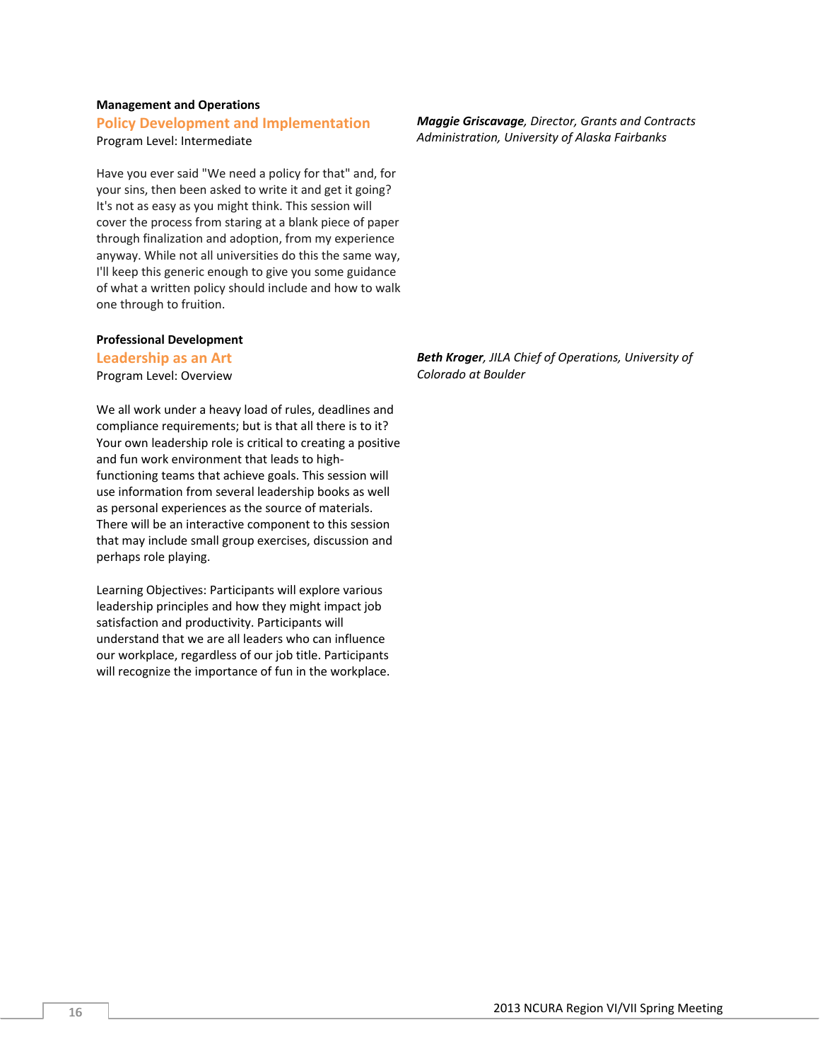**Management and Operations**

## Policy Development and Implementation

Program Level: Intermediate

***Maggie Griscavage****, Director, Grants and Contracts Administration, University of Alaska Fairbanks*

Have you ever said "We need a policy for that" and, for your sins, then been asked to write it and get it going? It's not as easy as you might think. This session will cover the process from staring at a blank piece of paper through finalization and adoption, from my experience anyway. While not all universities do this the same way, I'll keep this generic enough to give you some guidance of what a written policy should include and how to walk one through to fruition.

**Professional Development**

## Leadership as an Art

Program Level: Overview

***Beth Kroger****, JILA Chief of Operations, University of Colorado at Boulder*

We all work under a heavy load of rules, deadlines and compliance requirements; but is that all there is to it? Your own leadership role is critical to creating a positive and fun work environment that leads to high-functioning teams that achieve goals. This session will use information from several leadership books as well as personal experiences as the source of materials. There will be an interactive component to this session that may include small group exercises, discussion and perhaps role playing.

Learning Objectives: Participants will explore various leadership principles and how they might impact job satisfaction and productivity. Participants will understand that we are all leaders who can influence our workplace, regardless of our job title. Participants will recognize the importance of fun in the workplace.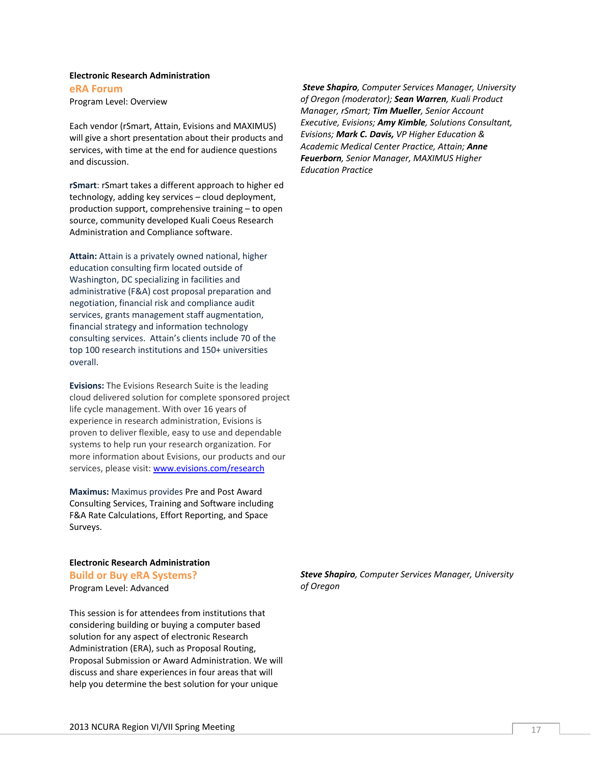**Electronic Research Administration**

## eRA Forum

Program Level: Overview

Each vendor (rSmart, Attain, Evisions and MAXIMUS) will give a short presentation about their products and services, with time at the end for audience questions and discussion.

**rSmart**: rSmart takes a different approach to higher ed technology, adding key services – cloud deployment, production support, comprehensive training – to open source, community developed Kuali Coeus Research Administration and Compliance software.

**Attain:** Attain is a privately owned national, higher education consulting firm located outside of Washington, DC specializing in facilities and administrative (F&A) cost proposal preparation and negotiation, financial risk and compliance audit services, grants management staff augmentation, financial strategy and information technology consulting services. Attain's clients include 70 of the top 100 research institutions and 150+ universities overall.

**Evisions:** The Evisions Research Suite is the leading cloud delivered solution for complete sponsored project life cycle management. With over 16 years of experience in research administration, Evisions is proven to deliver flexible, easy to use and dependable systems to help run your research organization. For more information about Evisions, our products and our services, please visit: www.evisions.com/research

**Maximus:** Maximus provides Pre and Post Award Consulting Services, Training and Software including F&A Rate Calculations, Effort Reporting, and Space Surveys.

***Steve Shapiro**, Computer Services Manager, University of Oregon (moderator); **Sean Warren**, Kuali Product Manager, rSmart; **Tim Mueller**, Senior Account Executive, Evisions; **Amy Kimble**, Solutions Consultant, Evisions; **Mark C. Davis,** VP Higher Education & Academic Medical Center Practice, Attain; **Anne Feuerborn**, Senior Manager, MAXIMUS Higher Education Practice*

**Electronic Research Administration**

## Build or Buy eRA Systems?

Program Level: Advanced

This session is for attendees from institutions that considering building or buying a computer based solution for any aspect of electronic Research Administration (ERA), such as Proposal Routing, Proposal Submission or Award Administration. We will discuss and share experiences in four areas that will help you determine the best solution for your unique

***Steve Shapiro**, Computer Services Manager, University of Oregon*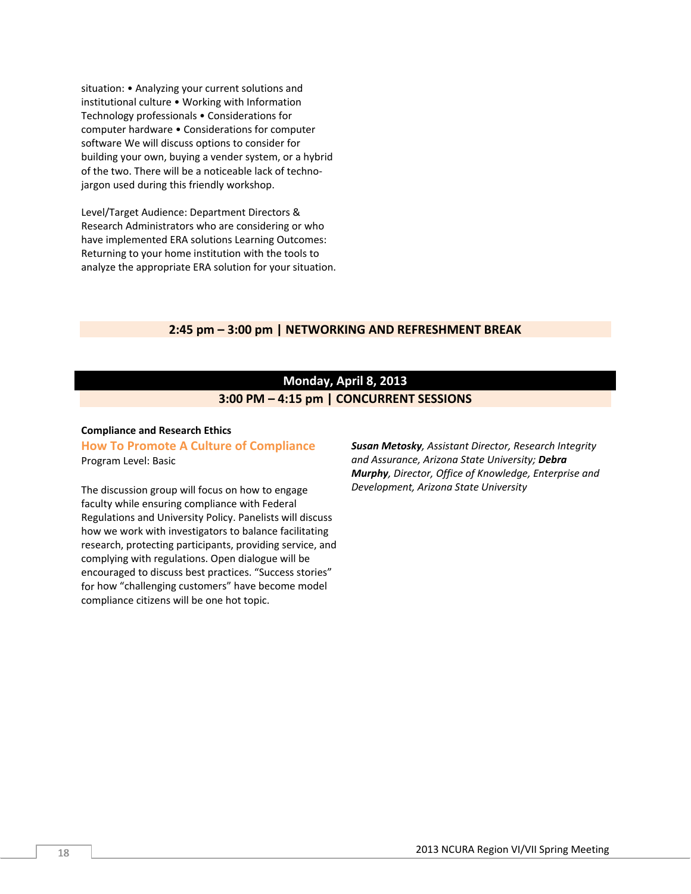situation: • Analyzing your current solutions and institutional culture • Working with Information Technology professionals • Considerations for computer hardware • Considerations for computer software We will discuss options to consider for building your own, buying a vender system, or a hybrid of the two. There will be a noticeable lack of techno-jargon used during this friendly workshop.

Level/Target Audience: Department Directors & Research Administrators who are considering or who have implemented ERA solutions Learning Outcomes: Returning to your home institution with the tools to analyze the appropriate ERA solution for your situation.

**2:45 pm – 3:00 pm | NETWORKING AND REFRESHMENT BREAK**

## Monday, April 8, 2013

### 3:00 PM – 4:15 pm | CONCURRENT SESSIONS

**Compliance and Research Ethics**

### How To Promote A Culture of Compliance

Program Level: Basic

The discussion group will focus on how to engage faculty while ensuring compliance with Federal Regulations and University Policy. Panelists will discuss how we work with investigators to balance facilitating research, protecting participants, providing service, and complying with regulations. Open dialogue will be encouraged to discuss best practices. “Success stories” for how “challenging customers” have become model compliance citizens will be one hot topic.

***Susan Metosky****, Assistant Director, Research Integrity and Assurance, Arizona State University;* ***Debra Murphy****, Director, Office of Knowledge, Enterprise and Development, Arizona State University*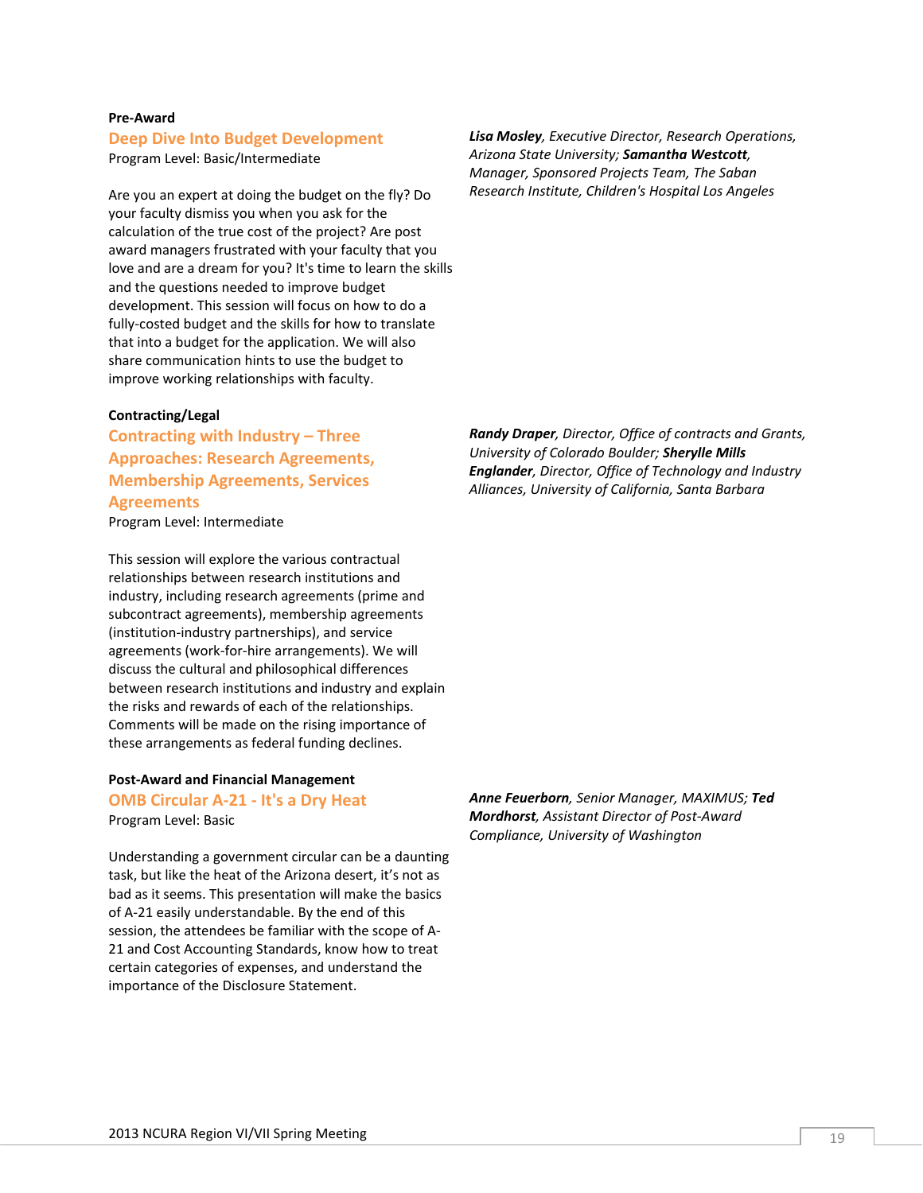**Pre-Award**

### Deep Dive Into Budget Development

Program Level: Basic/Intermediate

***Lisa Mosley**, Executive Director, Research Operations, Arizona State University; **Samantha Westcott**, Manager, Sponsored Projects Team, The Saban Research Institute, Children's Hospital Los Angeles*

Are you an expert at doing the budget on the fly? Do your faculty dismiss you when you ask for the calculation of the true cost of the project? Are post award managers frustrated with your faculty that you love and are a dream for you? It's time to learn the skills and the questions needed to improve budget development. This session will focus on how to do a fully-costed budget and the skills for how to translate that into a budget for the application. We will also share communication hints to use the budget to improve working relationships with faculty.

**Contracting/Legal**

### Contracting with Industry – Three Approaches: Research Agreements, Membership Agreements, Services Agreements

Program Level: Intermediate

***Randy Draper**, Director, Office of contracts and Grants, University of Colorado Boulder; **Sherylle Mills Englander**, Director, Office of Technology and Industry Alliances, University of California, Santa Barbara*

This session will explore the various contractual relationships between research institutions and industry, including research agreements (prime and subcontract agreements), membership agreements (institution-industry partnerships), and service agreements (work-for-hire arrangements). We will discuss the cultural and philosophical differences between research institutions and industry and explain the risks and rewards of each of the relationships. Comments will be made on the rising importance of these arrangements as federal funding declines.

**Post-Award and Financial Management**

### OMB Circular A-21 - It's a Dry Heat

Program Level: Basic

***Anne Feuerborn**, Senior Manager, MAXIMUS; **Ted Mordhorst**, Assistant Director of Post-Award Compliance, University of Washington*

Understanding a government circular can be a daunting task, but like the heat of the Arizona desert, it's not as bad as it seems. This presentation will make the basics of A-21 easily understandable. By the end of this session, the attendees be familiar with the scope of A-21 and Cost Accounting Standards, know how to treat certain categories of expenses, and understand the importance of the Disclosure Statement.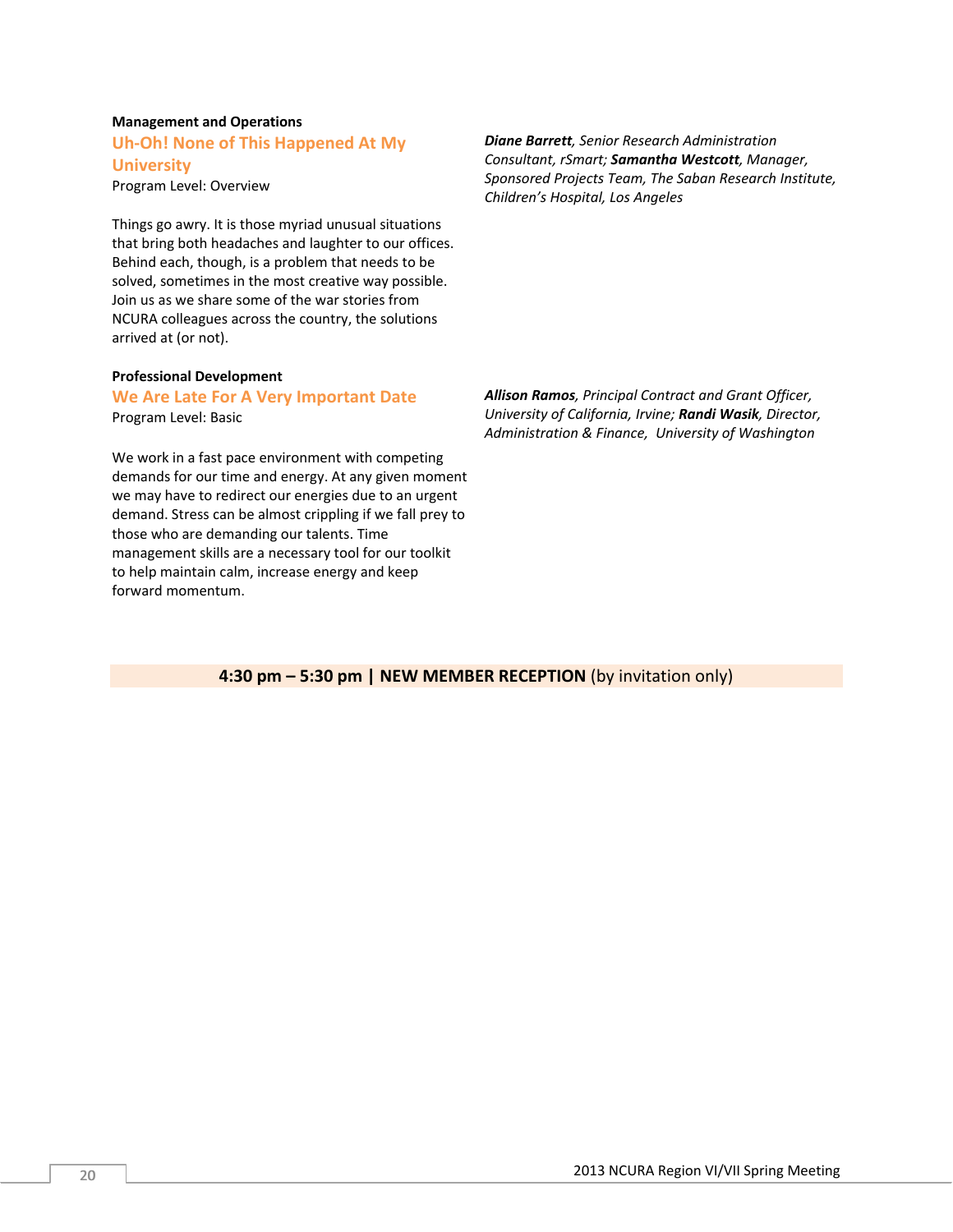**Management and Operations**

### Uh-Oh! None of This Happened At My University

Program Level: Overview

***Diane Barrett**, Senior Research Administration Consultant, rSmart; **Samantha Westcott**, Manager, Sponsored Projects Team, The Saban Research Institute, Children's Hospital, Los Angeles*

Things go awry. It is those myriad unusual situations that bring both headaches and laughter to our offices. Behind each, though, is a problem that needs to be solved, sometimes in the most creative way possible. Join us as we share some of the war stories from NCURA colleagues across the country, the solutions arrived at (or not).

**Professional Development**

### We Are Late For A Very Important Date

Program Level: Basic

***Allison Ramos**, Principal Contract and Grant Officer, University of California, Irvine; **Randi Wasik**, Director, Administration & Finance, University of Washington*

We work in a fast pace environment with competing demands for our time and energy. At any given moment we may have to redirect our energies due to an urgent demand. Stress can be almost crippling if we fall prey to those who are demanding our talents. Time management skills are a necessary tool for our toolkit to help maintain calm, increase energy and keep forward momentum.

**4:30 pm – 5:30 pm | NEW MEMBER RECEPTION** (by invitation only)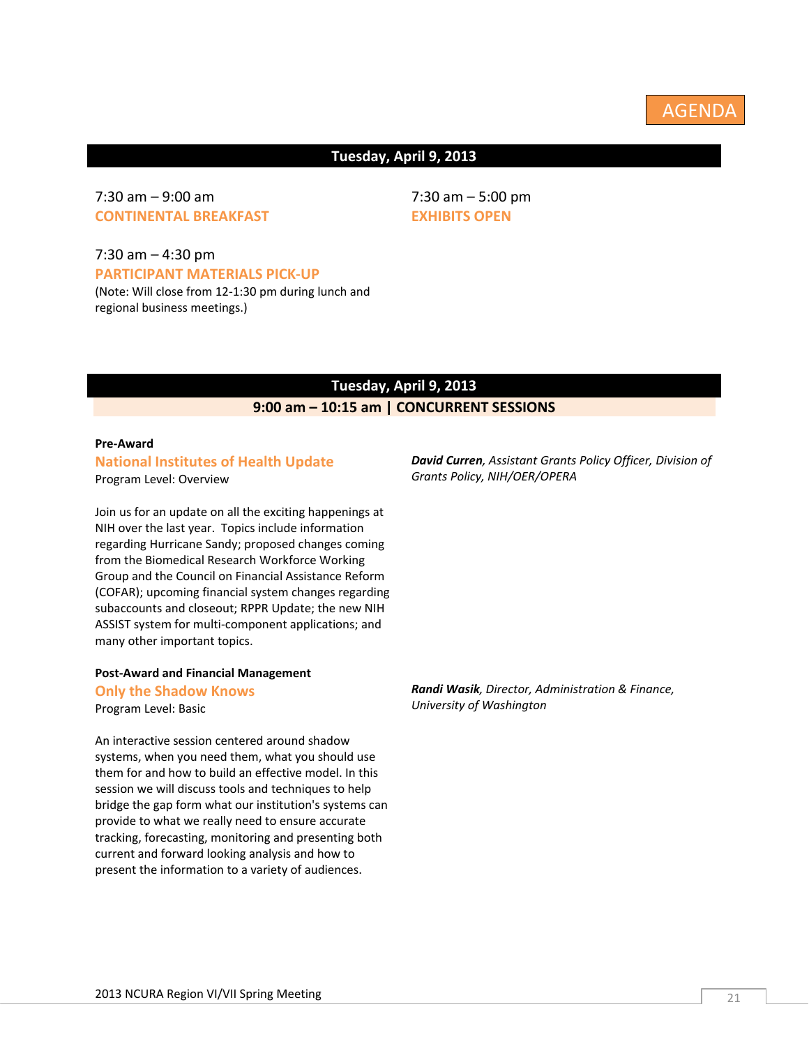AGENDA

## Tuesday, April 9, 2013

7:30 am – 9:00 am
**CONTINENTAL BREAKFAST**

7:30 am – 5:00 pm
**EXHIBITS OPEN**

7:30 am – 4:30 pm
**PARTICIPANT MATERIALS PICK-UP**
(Note: Will close from 12-1:30 pm during lunch and regional business meetings.)

## Tuesday, April 9, 2013

### 9:00 am – 10:15 am | CONCURRENT SESSIONS

**Pre-Award**

### National Institutes of Health Update

Program Level: Overview

***David Curren**, Assistant Grants Policy Officer, Division of Grants Policy, NIH/OER/OPERA*

Join us for an update on all the exciting happenings at NIH over the last year. Topics include information regarding Hurricane Sandy; proposed changes coming from the Biomedical Research Workforce Working Group and the Council on Financial Assistance Reform (COFAR); upcoming financial system changes regarding subaccounts and closeout; RPPR Update; the new NIH ASSIST system for multi-component applications; and many other important topics.

**Post-Award and Financial Management**

### Only the Shadow Knows

Program Level: Basic

***Randi Wasik**, Director, Administration & Finance, University of Washington*

An interactive session centered around shadow systems, when you need them, what you should use them for and how to build an effective model. In this session we will discuss tools and techniques to help bridge the gap form what our institution's systems can provide to what we really need to ensure accurate tracking, forecasting, monitoring and presenting both current and forward looking analysis and how to present the information to a variety of audiences.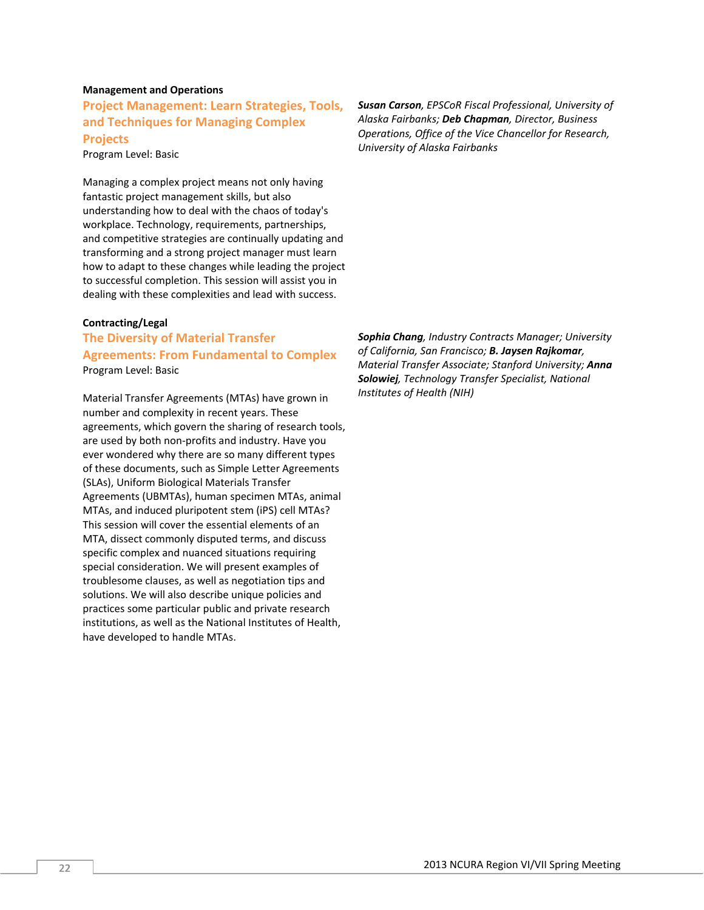**Management and Operations**

## Project Management: Learn Strategies, Tools, and Techniques for Managing Complex Projects

Program Level: Basic

***Susan Carson**, EPSCoR Fiscal Professional, University of Alaska Fairbanks; **Deb Chapman**, Director, Business Operations, Office of the Vice Chancellor for Research, University of Alaska Fairbanks*

Managing a complex project means not only having fantastic project management skills, but also understanding how to deal with the chaos of today's workplace. Technology, requirements, partnerships, and competitive strategies are continually updating and transforming and a strong project manager must learn how to adapt to these changes while leading the project to successful completion. This session will assist you in dealing with these complexities and lead with success.

**Contracting/Legal**

## The Diversity of Material Transfer Agreements: From Fundamental to Complex

Program Level: Basic

***Sophia Chang**, Industry Contracts Manager; University of California, San Francisco; **B. Jaysen Rajkomar**, Material Transfer Associate; Stanford University; **Anna Solowiej**, Technology Transfer Specialist, National Institutes of Health (NIH)*

Material Transfer Agreements (MTAs) have grown in number and complexity in recent years. These agreements, which govern the sharing of research tools, are used by both non-profits and industry. Have you ever wondered why there are so many different types of these documents, such as Simple Letter Agreements (SLAs), Uniform Biological Materials Transfer Agreements (UBMTAs), human specimen MTAs, animal MTAs, and induced pluripotent stem (iPS) cell MTAs? This session will cover the essential elements of an MTA, dissect commonly disputed terms, and discuss specific complex and nuanced situations requiring special consideration. We will present examples of troublesome clauses, as well as negotiation tips and solutions. We will also describe unique policies and practices some particular public and private research institutions, as well as the National Institutes of Health, have developed to handle MTAs.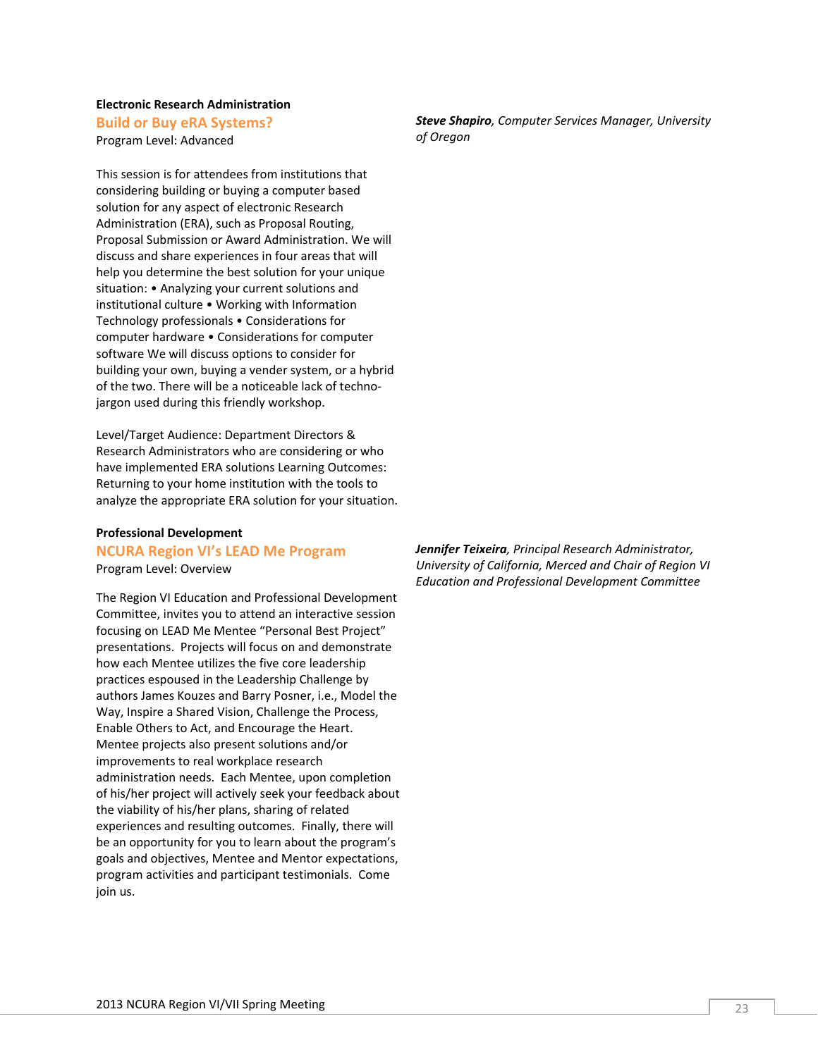**Electronic Research Administration**

## Build or Buy eRA Systems?

Program Level: Advanced

***Steve Shapiro**, Computer Services Manager, University of Oregon*

This session is for attendees from institutions that considering building or buying a computer based solution for any aspect of electronic Research Administration (ERA), such as Proposal Routing, Proposal Submission or Award Administration. We will discuss and share experiences in four areas that will help you determine the best solution for your unique situation: • Analyzing your current solutions and institutional culture • Working with Information Technology professionals • Considerations for computer hardware • Considerations for computer software We will discuss options to consider for building your own, buying a vender system, or a hybrid of the two. There will be a noticeable lack of techno-jargon used during this friendly workshop.

Level/Target Audience: Department Directors & Research Administrators who are considering or who have implemented ERA solutions Learning Outcomes: Returning to your home institution with the tools to analyze the appropriate ERA solution for your situation.

**Professional Development**

## NCURA Region VI's LEAD Me Program

Program Level: Overview

***Jennifer Teixeira**, Principal Research Administrator, University of California, Merced and Chair of Region VI Education and Professional Development Committee*

The Region VI Education and Professional Development Committee, invites you to attend an interactive session focusing on LEAD Me Mentee "Personal Best Project" presentations. Projects will focus on and demonstrate how each Mentee utilizes the five core leadership practices espoused in the Leadership Challenge by authors James Kouzes and Barry Posner, i.e., Model the Way, Inspire a Shared Vision, Challenge the Process, Enable Others to Act, and Encourage the Heart. Mentee projects also present solutions and/or improvements to real workplace research administration needs. Each Mentee, upon completion of his/her project will actively seek your feedback about the viability of his/her plans, sharing of related experiences and resulting outcomes. Finally, there will be an opportunity for you to learn about the program's goals and objectives, Mentee and Mentor expectations, program activities and participant testimonials. Come join us.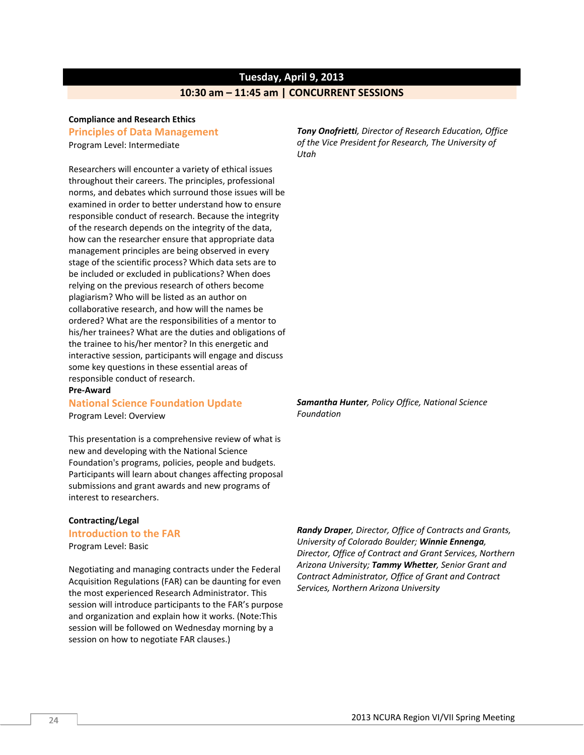## Tuesday, April 9, 2013

### 10:30 am – 11:45 am | CONCURRENT SESSIONS

**Compliance and Research Ethics**

### Principles of Data Management

Program Level: Intermediate

***Tony Onofrietti****, Director of Research Education, Office of the Vice President for Research, The University of Utah*

Researchers will encounter a variety of ethical issues throughout their careers. The principles, professional norms, and debates which surround those issues will be examined in order to better understand how to ensure responsible conduct of research. Because the integrity of the research depends on the integrity of the data, how can the researcher ensure that appropriate data management principles are being observed in every stage of the scientific process? Which data sets are to be included or excluded in publications? When does relying on the previous research of others become plagiarism? Who will be listed as an author on collaborative research, and how will the names be ordered? What are the responsibilities of a mentor to his/her trainees? What are the duties and obligations of the trainee to his/her mentor? In this energetic and interactive session, participants will engage and discuss some key questions in these essential areas of responsible conduct of research.

**Pre-Award**

### National Science Foundation Update

Program Level: Overview

***Samantha Hunter****, Policy Office, National Science Foundation*

This presentation is a comprehensive review of what is new and developing with the National Science Foundation's programs, policies, people and budgets. Participants will learn about changes affecting proposal submissions and grant awards and new programs of interest to researchers.

**Contracting/Legal**

### Introduction to the FAR

Program Level: Basic

***Randy Draper****, Director, Office of Contracts and Grants, University of Colorado Boulder;* ***Winnie Ennenga****, Director, Office of Contract and Grant Services, Northern Arizona University;* ***Tammy Whetter****, Senior Grant and Contract Administrator, Office of Grant and Contract Services, Northern Arizona University*

Negotiating and managing contracts under the Federal Acquisition Regulations (FAR) can be daunting for even the most experienced Research Administrator. This session will introduce participants to the FAR's purpose and organization and explain how it works. (Note:This session will be followed on Wednesday morning by a session on how to negotiate FAR clauses.)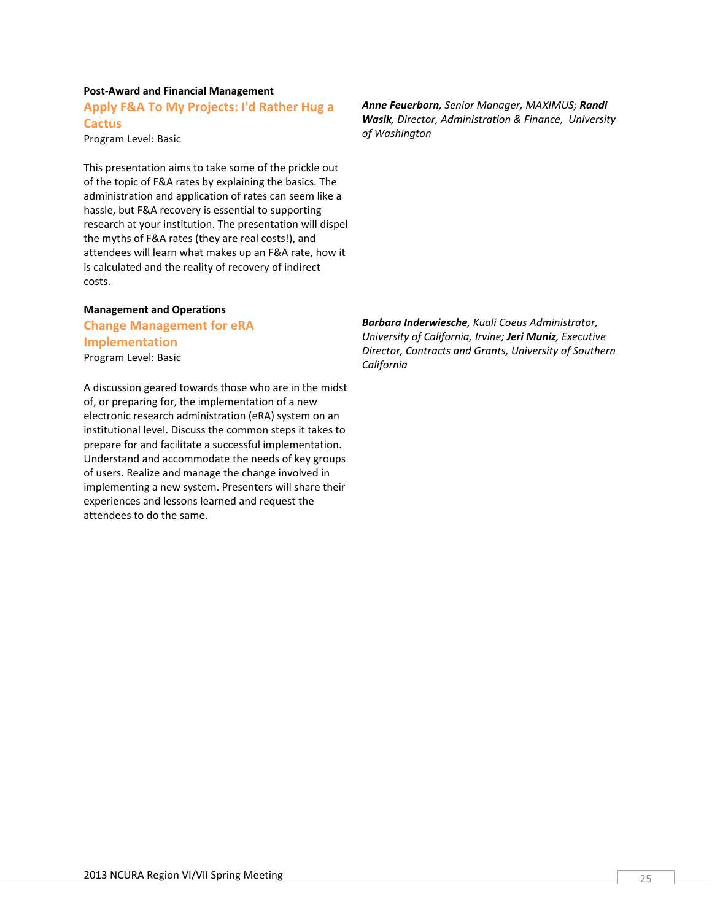**Post-Award and Financial Management**

## Apply F&A To My Projects: I'd Rather Hug a Cactus

Program Level: Basic

***Anne Feuerborn**, Senior Manager, MAXIMUS; **Randi Wasik**, Director, Administration & Finance, University of Washington*

This presentation aims to take some of the prickle out of the topic of F&A rates by explaining the basics. The administration and application of rates can seem like a hassle, but F&A recovery is essential to supporting research at your institution. The presentation will dispel the myths of F&A rates (they are real costs!), and attendees will learn what makes up an F&A rate, how it is calculated and the reality of recovery of indirect costs.

**Management and Operations**

## Change Management for eRA Implementation

Program Level: Basic

***Barbara Inderwiesche**, Kuali Coeus Administrator, University of California, Irvine; **Jeri Muniz**, Executive Director, Contracts and Grants, University of Southern California*

A discussion geared towards those who are in the midst of, or preparing for, the implementation of a new electronic research administration (eRA) system on an institutional level. Discuss the common steps it takes to prepare for and facilitate a successful implementation. Understand and accommodate the needs of key groups of users. Realize and manage the change involved in implementing a new system. Presenters will share their experiences and lessons learned and request the attendees to do the same.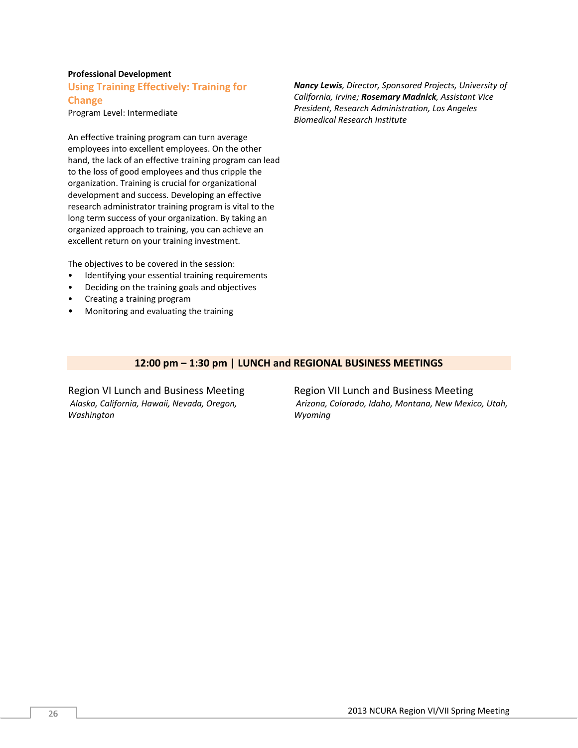**Professional Development**

### Using Training Effectively: Training for Change

Program Level: Intermediate

***Nancy Lewis**, Director, Sponsored Projects, University of California, Irvine; **Rosemary Madnick**, Assistant Vice President, Research Administration, Los Angeles Biomedical Research Institute*

An effective training program can turn average employees into excellent employees. On the other hand, the lack of an effective training program can lead to the loss of good employees and thus cripple the organization. Training is crucial for organizational development and success. Developing an effective research administrator training program is vital to the long term success of your organization. By taking an organized approach to training, you can achieve an excellent return on your training investment.

The objectives to be covered in the session:

- Identifying your essential training requirements
- Deciding on the training goals and objectives
- Creating a training program
- Monitoring and evaluating the training

## 12:00 pm – 1:30 pm | LUNCH and REGIONAL BUSINESS MEETINGS

Region VI Lunch and Business Meeting

*Alaska, California, Hawaii, Nevada, Oregon, Washington*

Region VII Lunch and Business Meeting

*Arizona, Colorado, Idaho, Montana, New Mexico, Utah, Wyoming*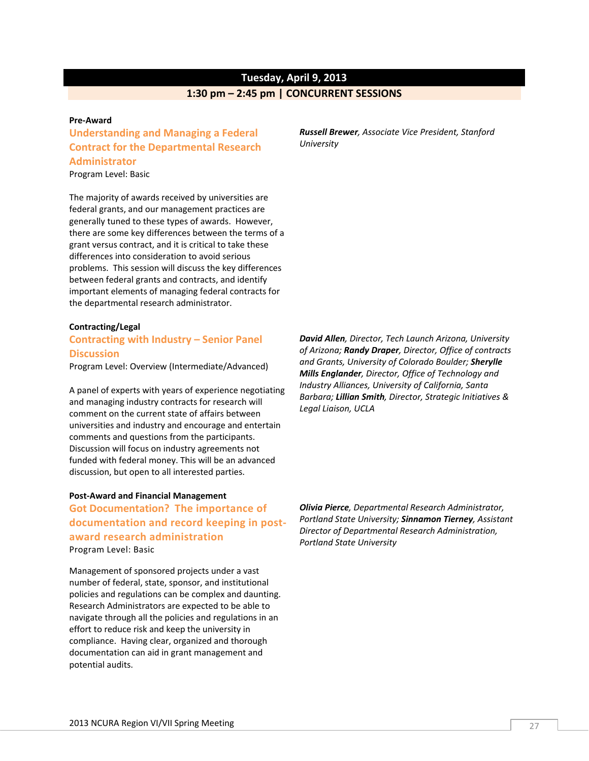## Tuesday, April 9, 2013

### 1:30 pm – 2:45 pm | CONCURRENT SESSIONS

**Pre-Award**

### Understanding and Managing a Federal Contract for the Departmental Research Administrator

Program Level: Basic

***Russell Brewer**, Associate Vice President, Stanford University*

The majority of awards received by universities are federal grants, and our management practices are generally tuned to these types of awards. However, there are some key differences between the terms of a grant versus contract, and it is critical to take these differences into consideration to avoid serious problems. This session will discuss the key differences between federal grants and contracts, and identify important elements of managing federal contracts for the departmental research administrator.

**Contracting/Legal**

### Contracting with Industry – Senior Panel Discussion

Program Level: Overview (Intermediate/Advanced)

***David Allen**, Director, Tech Launch Arizona, University of Arizona; **Randy Draper**, Director, Office of contracts and Grants, University of Colorado Boulder; **Sherylle Mills Englander**, Director, Office of Technology and Industry Alliances, University of California, Santa Barbara; **Lillian Smith**, Director, Strategic Initiatives & Legal Liaison, UCLA*

A panel of experts with years of experience negotiating and managing industry contracts for research will comment on the current state of affairs between universities and industry and encourage and entertain comments and questions from the participants. Discussion will focus on industry agreements not funded with federal money. This will be an advanced discussion, but open to all interested parties.

**Post-Award and Financial Management**

### Got Documentation? The importance of documentation and record keeping in post-award research administration

Program Level: Basic

***Olivia Pierce**, Departmental Research Administrator, Portland State University; **Sinnamon Tierney**, Assistant Director of Departmental Research Administration, Portland State University*

Management of sponsored projects under a vast number of federal, state, sponsor, and institutional policies and regulations can be complex and daunting. Research Administrators are expected to be able to navigate through all the policies and regulations in an effort to reduce risk and keep the university in compliance. Having clear, organized and thorough documentation can aid in grant management and potential audits.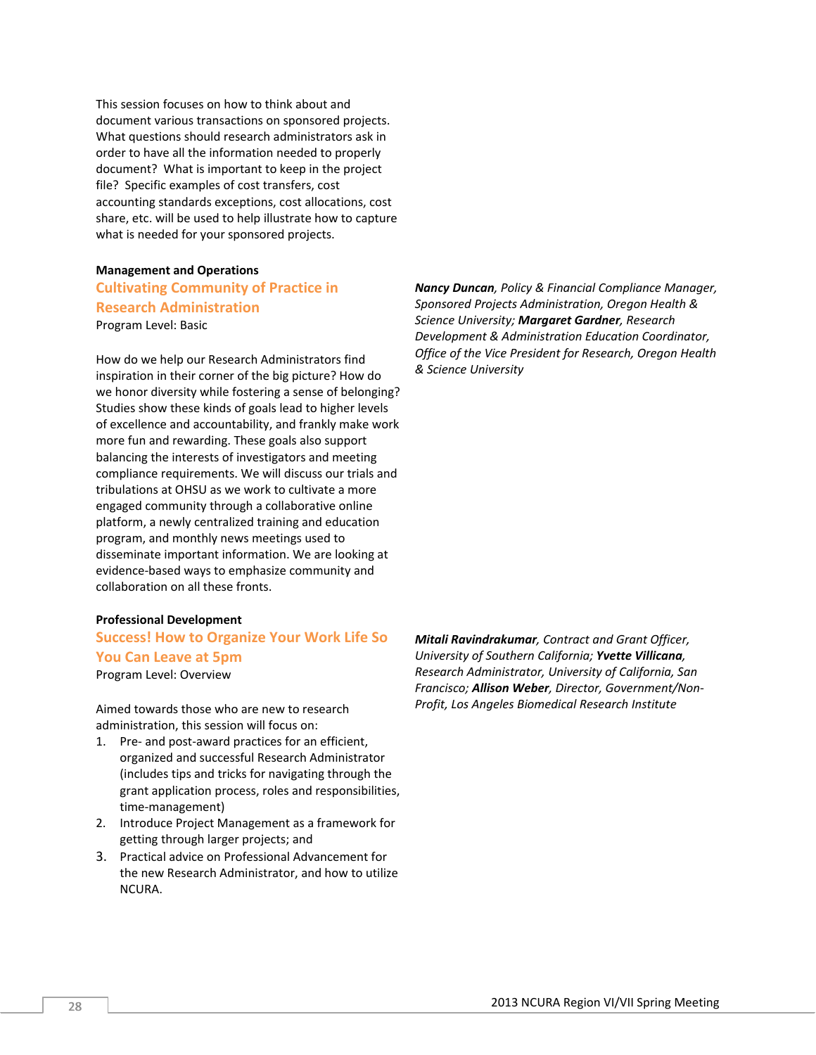This session focuses on how to think about and document various transactions on sponsored projects. What questions should research administrators ask in order to have all the information needed to properly document? What is important to keep in the project file? Specific examples of cost transfers, cost accounting standards exceptions, cost allocations, cost share, etc. will be used to help illustrate how to capture what is needed for your sponsored projects.

**Management and Operations**

## Cultivating Community of Practice in Research Administration

Program Level: Basic

***Nancy Duncan****, Policy & Financial Compliance Manager, Sponsored Projects Administration, Oregon Health & Science University;* ***Margaret Gardner****, Research Development & Administration Education Coordinator, Office of the Vice President for Research, Oregon Health & Science University*

How do we help our Research Administrators find inspiration in their corner of the big picture? How do we honor diversity while fostering a sense of belonging? Studies show these kinds of goals lead to higher levels of excellence and accountability, and frankly make work more fun and rewarding. These goals also support balancing the interests of investigators and meeting compliance requirements. We will discuss our trials and tribulations at OHSU as we work to cultivate a more engaged community through a collaborative online platform, a newly centralized training and education program, and monthly news meetings used to disseminate important information. We are looking at evidence-based ways to emphasize community and collaboration on all these fronts.

**Professional Development**

## Success! How to Organize Your Work Life So You Can Leave at 5pm

Program Level: Overview

***Mitali Ravindrakumar****, Contract and Grant Officer, University of Southern California;* ***Yvette Villicana****, Research Administrator, University of California, San Francisco;* ***Allison Weber****, Director, Government/Non-Profit, Los Angeles Biomedical Research Institute*

Aimed towards those who are new to research administration, this session will focus on:

1. Pre- and post-award practices for an efficient, organized and successful Research Administrator (includes tips and tricks for navigating through the grant application process, roles and responsibilities, time-management)
2. Introduce Project Management as a framework for getting through larger projects; and
3. Practical advice on Professional Advancement for the new Research Administrator, and how to utilize NCURA.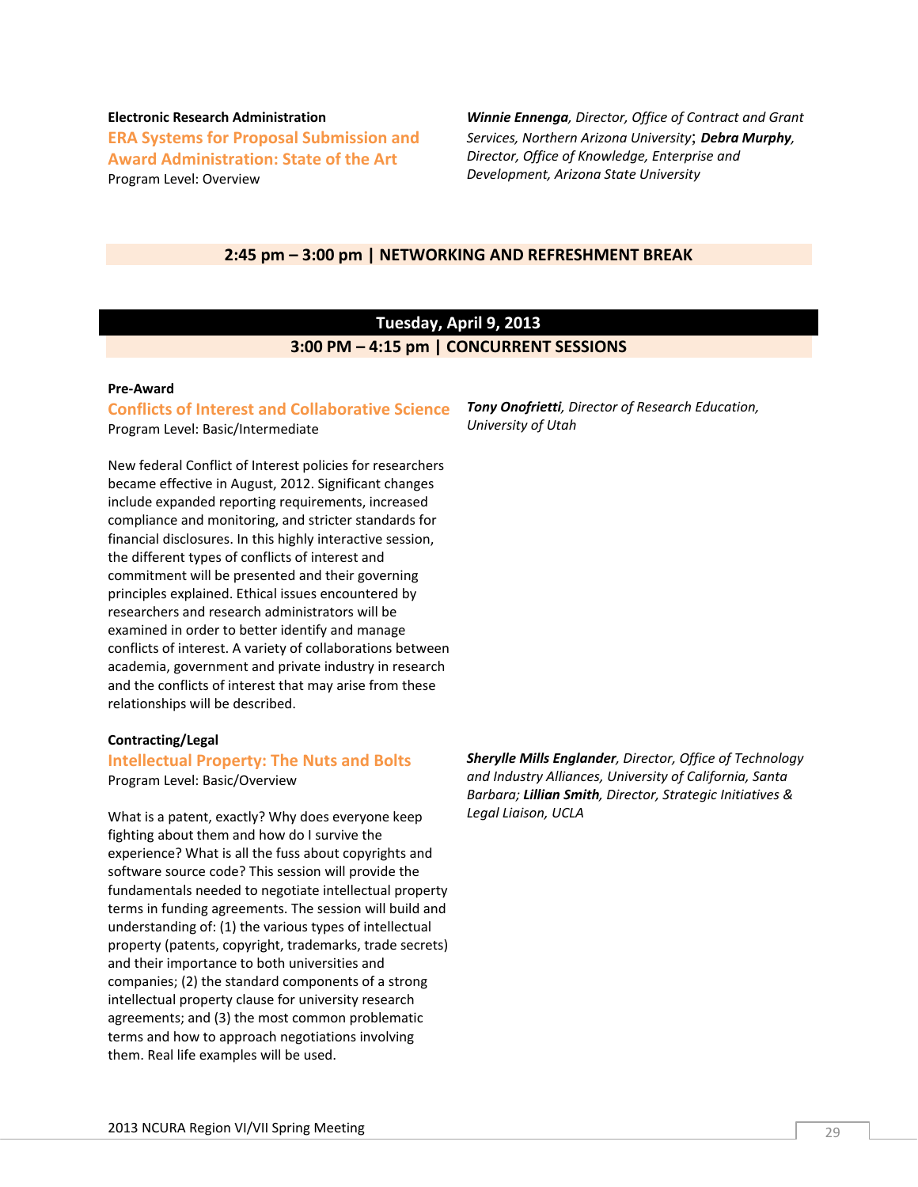**Electronic Research Administration**

### ERA Systems for Proposal Submission and Award Administration: State of the Art

Program Level: Overview

***Winnie Ennenga**, Director, Office of Contract and Grant Services, Northern Arizona University*; ***Debra Murphy**, Director, Office of Knowledge, Enterprise and Development, Arizona State University*

**2:45 pm – 3:00 pm | NETWORKING AND REFRESHMENT BREAK**

## Tuesday, April 9, 2013

**3:00 PM – 4:15 pm | CONCURRENT SESSIONS**

**Pre-Award**

### Conflicts of Interest and Collaborative Science

Program Level: Basic/Intermediate

***Tony Onofrietti**, Director of Research Education, University of Utah*

New federal Conflict of Interest policies for researchers became effective in August, 2012. Significant changes include expanded reporting requirements, increased compliance and monitoring, and stricter standards for financial disclosures. In this highly interactive session, the different types of conflicts of interest and commitment will be presented and their governing principles explained. Ethical issues encountered by researchers and research administrators will be examined in order to better identify and manage conflicts of interest. A variety of collaborations between academia, government and private industry in research and the conflicts of interest that may arise from these relationships will be described.

**Contracting/Legal**

### Intellectual Property: The Nuts and Bolts

Program Level: Basic/Overview

***Sherylle Mills Englander**, Director, Office of Technology and Industry Alliances, University of California, Santa Barbara; **Lillian Smith**, Director, Strategic Initiatives & Legal Liaison, UCLA*

What is a patent, exactly? Why does everyone keep fighting about them and how do I survive the experience? What is all the fuss about copyrights and software source code? This session will provide the fundamentals needed to negotiate intellectual property terms in funding agreements. The session will build and understanding of: (1) the various types of intellectual property (patents, copyright, trademarks, trade secrets) and their importance to both universities and companies; (2) the standard components of a strong intellectual property clause for university research agreements; and (3) the most common problematic terms and how to approach negotiations involving them. Real life examples will be used.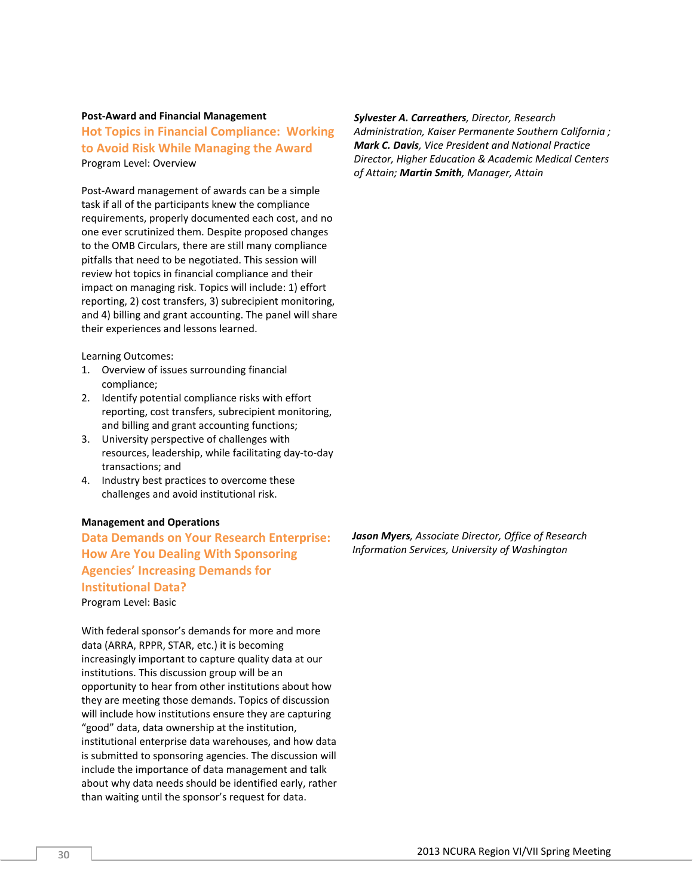**Post-Award and Financial Management**

## Hot Topics in Financial Compliance: Working to Avoid Risk While Managing the Award

Program Level: Overview

*__Sylvester A. Carreathers__, Director, Research Administration, Kaiser Permanente Southern California ; __Mark C. Davis__, Vice President and National Practice Director, Higher Education & Academic Medical Centers of Attain; __Martin Smith__, Manager, Attain*

Post-Award management of awards can be a simple task if all of the participants knew the compliance requirements, properly documented each cost, and no one ever scrutinized them. Despite proposed changes to the OMB Circulars, there are still many compliance pitfalls that need to be negotiated. This session will review hot topics in financial compliance and their impact on managing risk. Topics will include: 1) effort reporting, 2) cost transfers, 3) subrecipient monitoring, and 4) billing and grant accounting. The panel will share their experiences and lessons learned.

Learning Outcomes:

1. Overview of issues surrounding financial compliance;
2. Identify potential compliance risks with effort reporting, cost transfers, subrecipient monitoring, and billing and grant accounting functions;
3. University perspective of challenges with resources, leadership, while facilitating day-to-day transactions; and
4. Industry best practices to overcome these challenges and avoid institutional risk.

**Management and Operations**

## Data Demands on Your Research Enterprise: How Are You Dealing With Sponsoring Agencies' Increasing Demands for Institutional Data?

Program Level: Basic

*__Jason Myers__, Associate Director, Office of Research Information Services, University of Washington*

With federal sponsor's demands for more and more data (ARRA, RPPR, STAR, etc.) it is becoming increasingly important to capture quality data at our institutions. This discussion group will be an opportunity to hear from other institutions about how they are meeting those demands. Topics of discussion will include how institutions ensure they are capturing "good" data, data ownership at the institution, institutional enterprise data warehouses, and how data is submitted to sponsoring agencies. The discussion will include the importance of data management and talk about why data needs should be identified early, rather than waiting until the sponsor's request for data.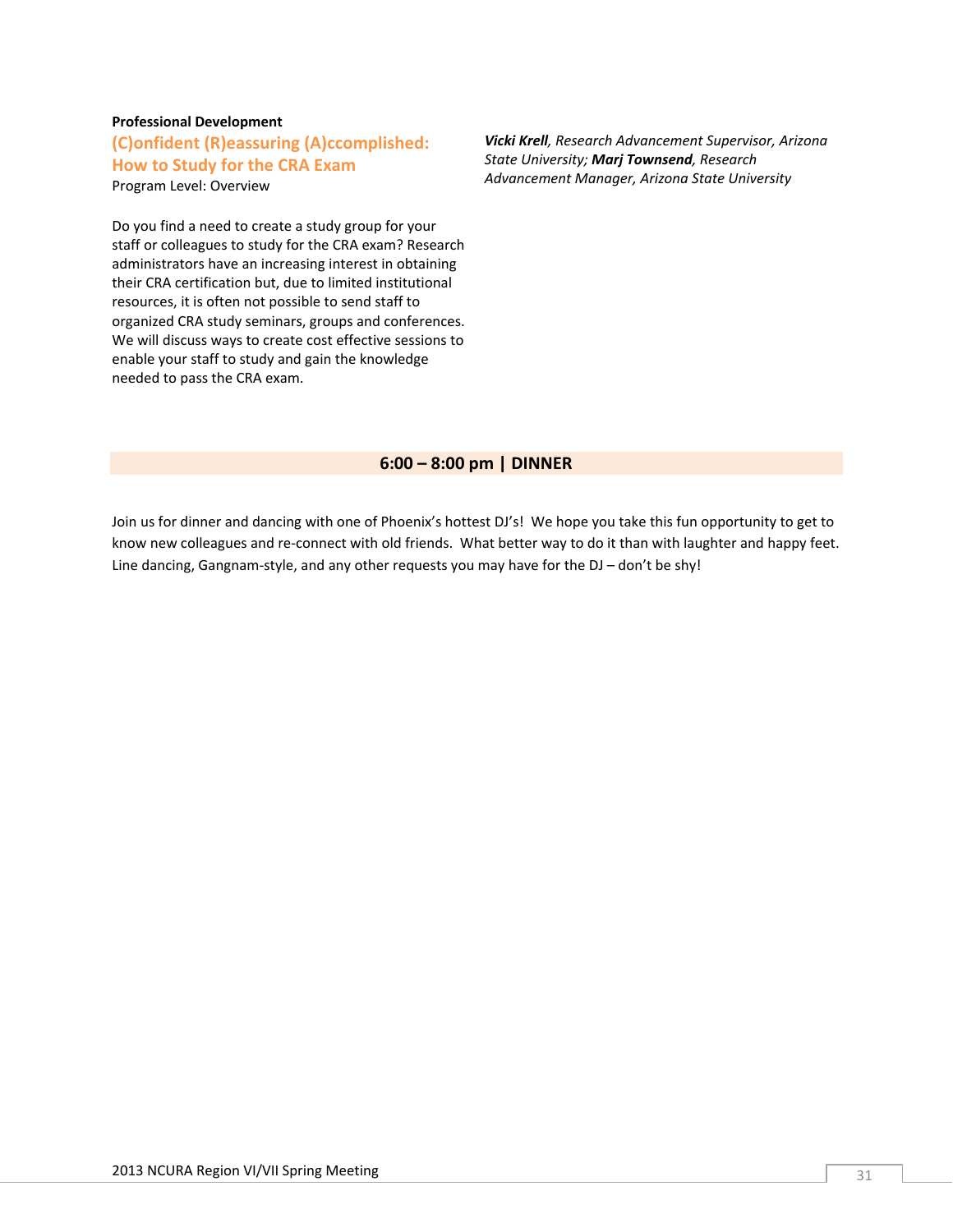**Professional Development**

### (C)onfident (R)eassuring (A)ccomplished: How to Study for the CRA Exam

Program Level: Overview

***Vicki Krell**, Research Advancement Supervisor, Arizona State University; **Marj Townsend**, Research Advancement Manager, Arizona State University*

Do you find a need to create a study group for your staff or colleagues to study for the CRA exam? Research administrators have an increasing interest in obtaining their CRA certification but, due to limited institutional resources, it is often not possible to send staff to organized CRA study seminars, groups and conferences. We will discuss ways to create cost effective sessions to enable your staff to study and gain the knowledge needed to pass the CRA exam.

## 6:00 – 8:00 pm | DINNER

Join us for dinner and dancing with one of Phoenix's hottest DJ's! We hope you take this fun opportunity to get to know new colleagues and re-connect with old friends. What better way to do it than with laughter and happy feet. Line dancing, Gangnam-style, and any other requests you may have for the DJ – don't be shy!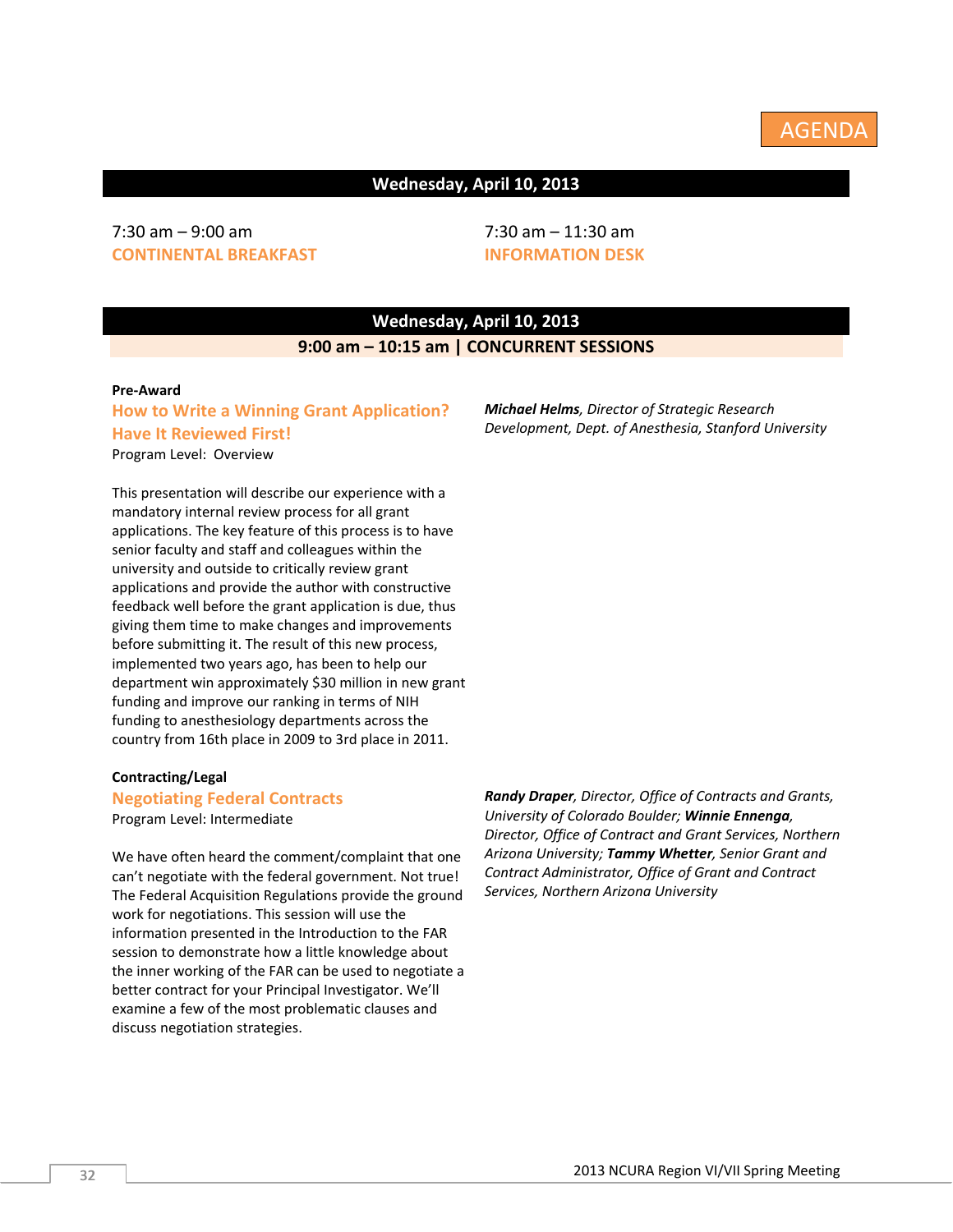AGENDA

## Wednesday, April 10, 2013

7:30 am – 9:00 am
**CONTINENTAL BREAKFAST**

7:30 am – 11:30 am
**INFORMATION DESK**

## Wednesday, April 10, 2013

### 9:00 am – 10:15 am | CONCURRENT SESSIONS

**Pre-Award**

**How to Write a Winning Grant Application? Have It Reviewed First!**

Program Level: Overview

***Michael Helms****, Director of Strategic Research Development, Dept. of Anesthesia, Stanford University*

This presentation will describe our experience with a mandatory internal review process for all grant applications. The key feature of this process is to have senior faculty and staff and colleagues within the university and outside to critically review grant applications and provide the author with constructive feedback well before the grant application is due, thus giving them time to make changes and improvements before submitting it. The result of this new process, implemented two years ago, has been to help our department win approximately $30 million in new grant funding and improve our ranking in terms of NIH funding to anesthesiology departments across the country from 16th place in 2009 to 3rd place in 2011.

**Contracting/Legal**

**Negotiating Federal Contracts**

Program Level: Intermediate

***Randy Draper****, Director, Office of Contracts and Grants, University of Colorado Boulder;* ***Winnie Ennenga****, Director, Office of Contract and Grant Services, Northern Arizona University;* ***Tammy Whetter****, Senior Grant and Contract Administrator, Office of Grant and Contract Services, Northern Arizona University*

We have often heard the comment/complaint that one can't negotiate with the federal government. Not true! The Federal Acquisition Regulations provide the ground work for negotiations. This session will use the information presented in the Introduction to the FAR session to demonstrate how a little knowledge about the inner working of the FAR can be used to negotiate a better contract for your Principal Investigator. We'll examine a few of the most problematic clauses and discuss negotiation strategies.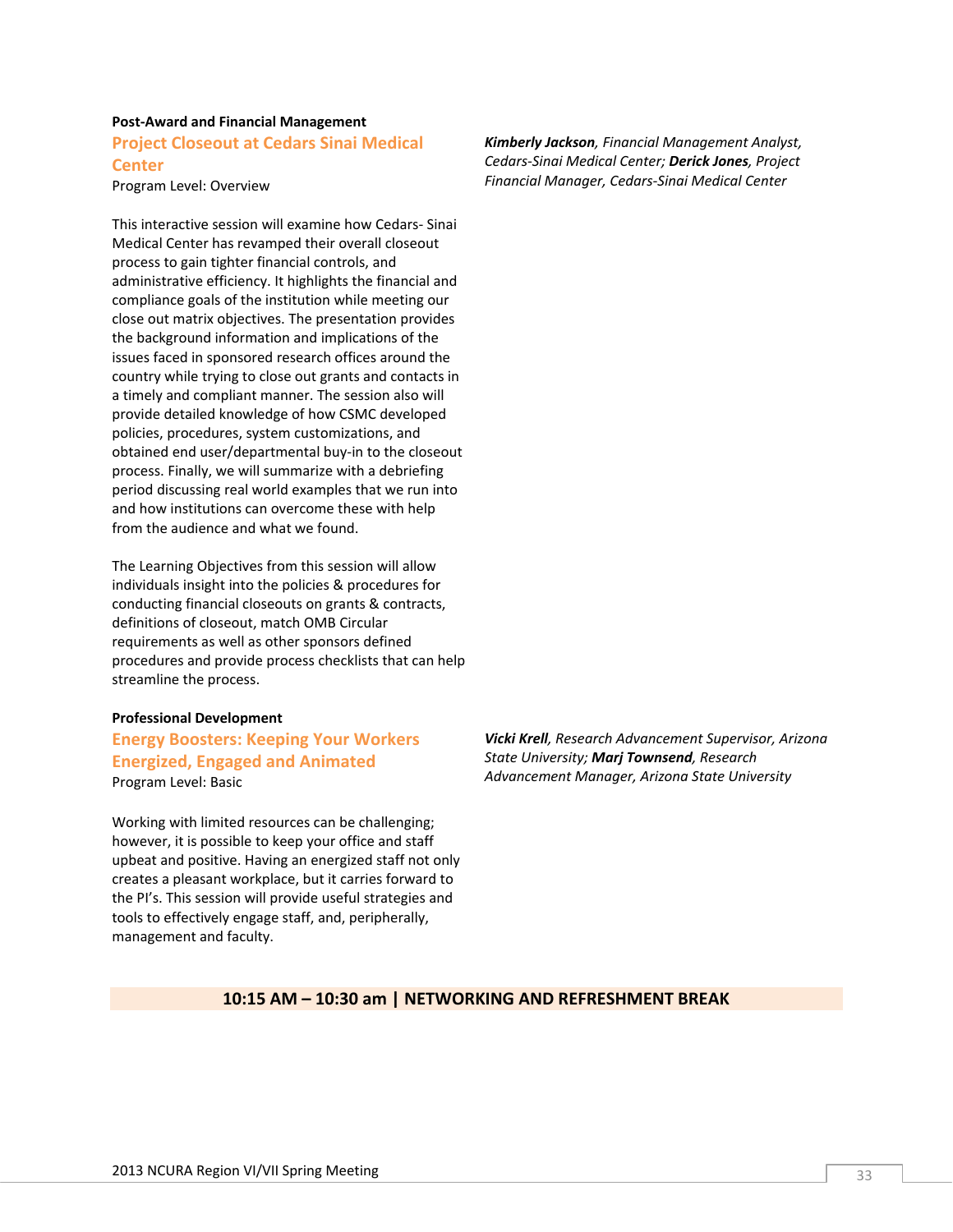**Post-Award and Financial Management**

### Project Closeout at Cedars Sinai Medical Center

Program Level: Overview

***Kimberly Jackson**, Financial Management Analyst, Cedars-Sinai Medical Center; **Derick Jones**, Project Financial Manager, Cedars-Sinai Medical Center*

This interactive session will examine how Cedars- Sinai Medical Center has revamped their overall closeout process to gain tighter financial controls, and administrative efficiency. It highlights the financial and compliance goals of the institution while meeting our close out matrix objectives. The presentation provides the background information and implications of the issues faced in sponsored research offices around the country while trying to close out grants and contacts in a timely and compliant manner. The session also will provide detailed knowledge of how CSMC developed policies, procedures, system customizations, and obtained end user/departmental buy-in to the closeout process. Finally, we will summarize with a debriefing period discussing real world examples that we run into and how institutions can overcome these with help from the audience and what we found.

The Learning Objectives from this session will allow individuals insight into the policies & procedures for conducting financial closeouts on grants & contracts, definitions of closeout, match OMB Circular requirements as well as other sponsors defined procedures and provide process checklists that can help streamline the process.

**Professional Development**

### Energy Boosters: Keeping Your Workers Energized, Engaged and Animated

Program Level: Basic

***Vicki Krell**, Research Advancement Supervisor, Arizona State University; **Marj Townsend**, Research Advancement Manager, Arizona State University*

Working with limited resources can be challenging; however, it is possible to keep your office and staff upbeat and positive. Having an energized staff not only creates a pleasant workplace, but it carries forward to the PI's. This session will provide useful strategies and tools to effectively engage staff, and, peripherally, management and faculty.

## 10:15 AM – 10:30 am | NETWORKING AND REFRESHMENT BREAK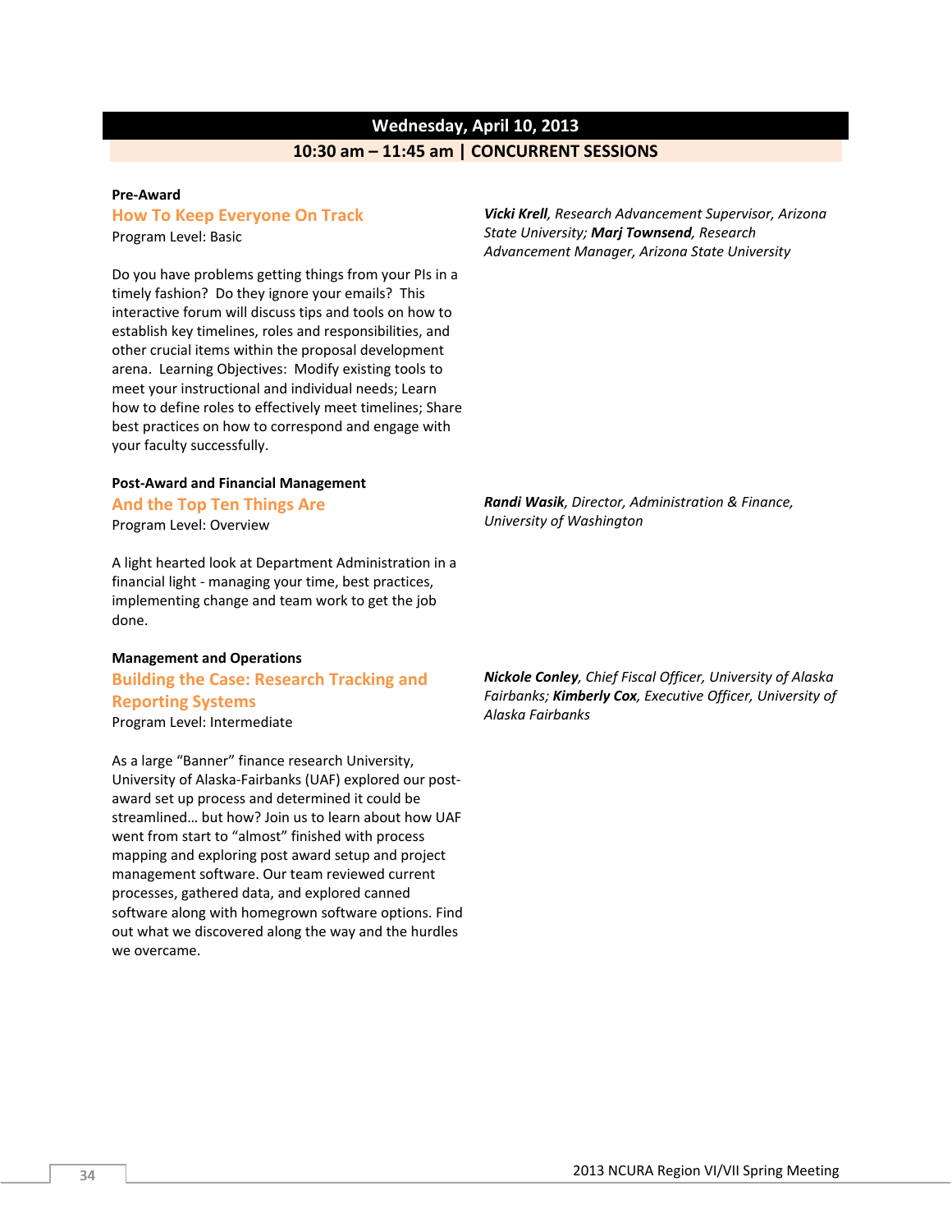## Wednesday, April 10, 2013

### 10:30 am – 11:45 am | CONCURRENT SESSIONS

**Pre-Award**

### How To Keep Everyone On Track

Program Level: Basic

***Vicki Krell**, Research Advancement Supervisor, Arizona State University; **Marj Townsend**, Research Advancement Manager, Arizona State University*

Do you have problems getting things from your PIs in a timely fashion? Do they ignore your emails? This interactive forum will discuss tips and tools on how to establish key timelines, roles and responsibilities, and other crucial items within the proposal development arena. Learning Objectives: Modify existing tools to meet your instructional and individual needs; Learn how to define roles to effectively meet timelines; Share best practices on how to correspond and engage with your faculty successfully.

**Post-Award and Financial Management**

### And the Top Ten Things Are

Program Level: Overview

***Randi Wasik**, Director, Administration & Finance, University of Washington*

A light hearted look at Department Administration in a financial light - managing your time, best practices, implementing change and team work to get the job done.

**Management and Operations**

### Building the Case: Research Tracking and Reporting Systems

Program Level: Intermediate

***Nickole Conley**, Chief Fiscal Officer, University of Alaska Fairbanks; **Kimberly Cox**, Executive Officer, University of Alaska Fairbanks*

As a large "Banner" finance research University, University of Alaska-Fairbanks (UAF) explored our post-award set up process and determined it could be streamlined… but how? Join us to learn about how UAF went from start to "almost" finished with process mapping and exploring post award setup and project management software. Our team reviewed current processes, gathered data, and explored canned software along with homegrown software options. Find out what we discovered along the way and the hurdles we overcame.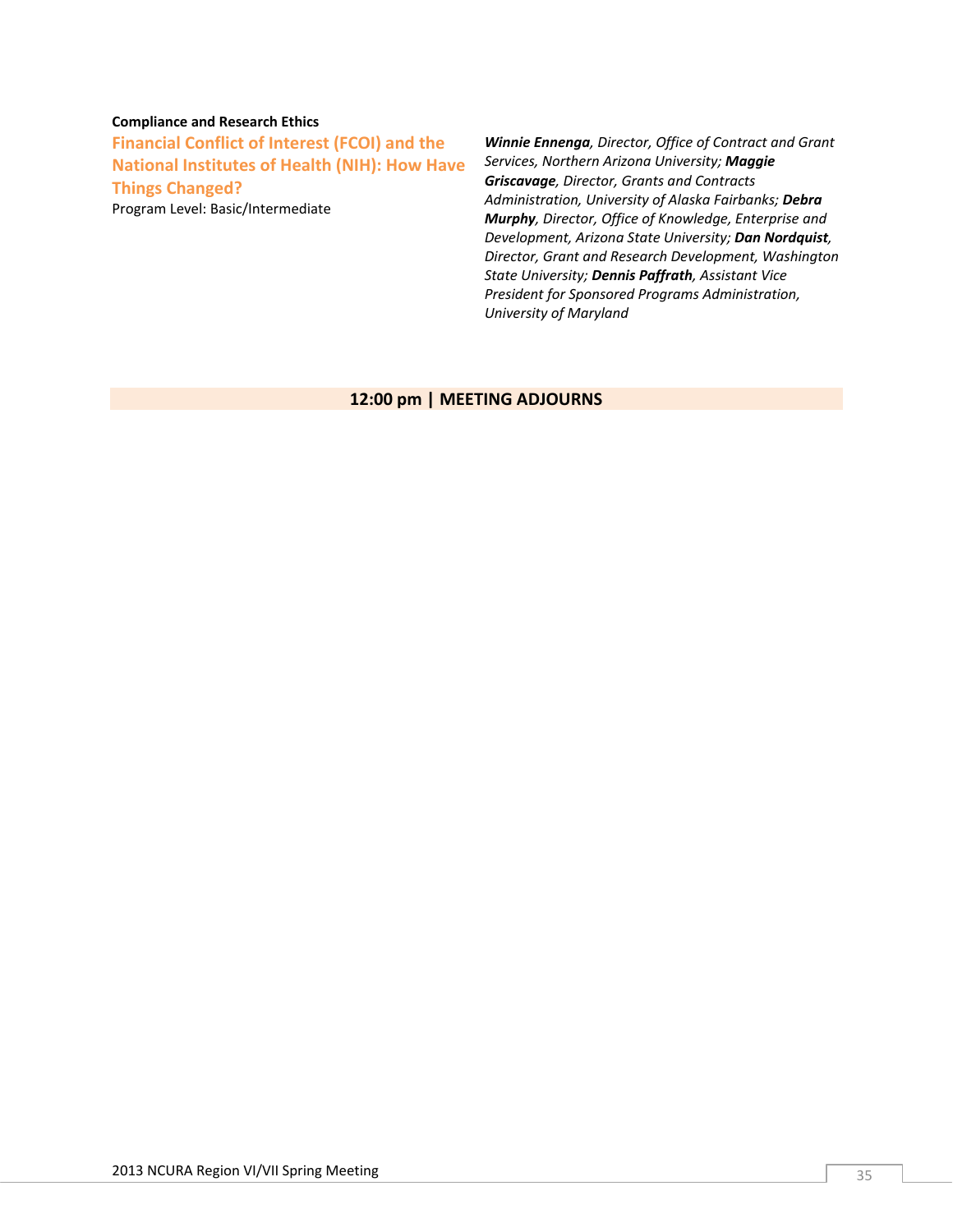**Compliance and Research Ethics**

### Financial Conflict of Interest (FCOI) and the National Institutes of Health (NIH): How Have Things Changed?

Program Level: Basic/Intermediate

***Winnie Ennenga****, Director, Office of Contract and Grant Services, Northern Arizona University;* ***Maggie Griscavage****, Director, Grants and Contracts Administration, University of Alaska Fairbanks;* ***Debra Murphy****, Director, Office of Knowledge, Enterprise and Development, Arizona State University;* ***Dan Nordquist****, Director, Grant and Research Development, Washington State University;* ***Dennis Paffrath****, Assistant Vice President for Sponsored Programs Administration, University of Maryland*

**12:00 pm | MEETING ADJOURNS**